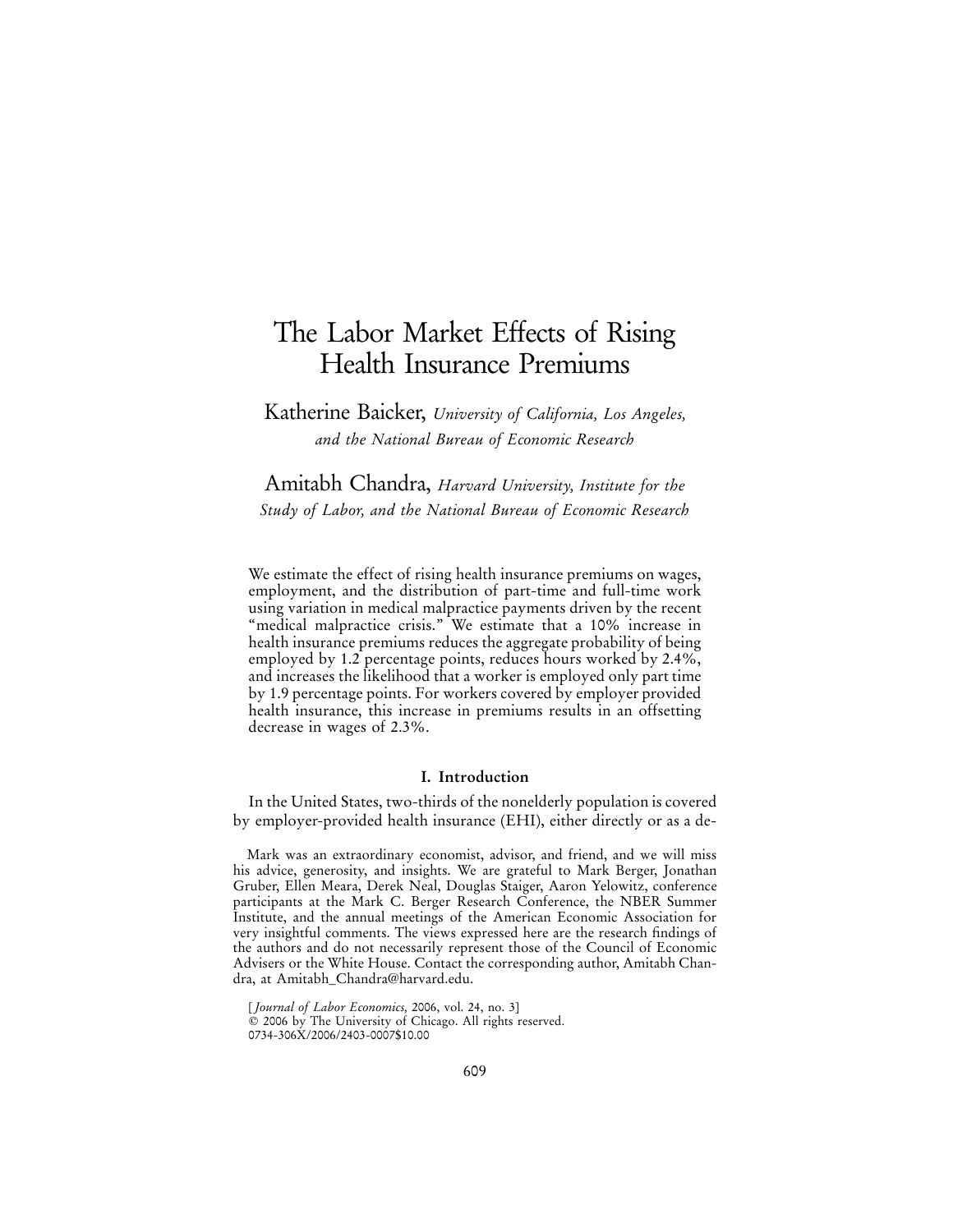# The Labor Market Effects of Rising Health Insurance Premiums

Katherine Baicker, *University of California, Los Angeles, and the National Bureau of Economic Research*

Amitabh Chandra, *Harvard University, Institute for the Study of Labor, and the National Bureau of Economic Research*

We estimate the effect of rising health insurance premiums on wages, employment, and the distribution of part-time and full-time work using variation in medical malpractice payments driven by the recent "medical malpractice crisis." We estimate that a 10% increase in health insurance premiums reduces the aggregate probability of being employed by 1.2 percentage points, reduces hours worked by 2.4%, and increases the likelihood that a worker is employed only part time by 1.9 percentage points. For workers covered by employer provided health insurance, this increase in premiums results in an offsetting decrease in wages of 2.3%.

## I. Introduction

In the United States, two-thirds of the nonelderly population is covered by employer-provided health insurance (EHI), either directly or as a de-

Mark was an extraordinary economist, advisor, and friend, and we will miss his advice, generosity, and insights. We are grateful to Mark Berger, Jonathan Gruber, Ellen Meara, Derek Neal, Douglas Staiger, Aaron Yelowitz, conference participants at the Mark C. Berger Research Conference, the NBER Summer Institute, and the annual meetings of the American Economic Association for very insightful comments. The views expressed here are the research findings of the authors and do not necessarily represent those of the Council of Economic Advisers or the White House. Contact the corresponding author, Amitabh Chandra, at Amitabh_Chandra@harvard.edu.

[*Journal of Labor Economics*, 2006, vol. 24, no. 3]
© 2006 by The University of Chicago. All rights reserved.
0734-306X/2006/2403-0007$10.00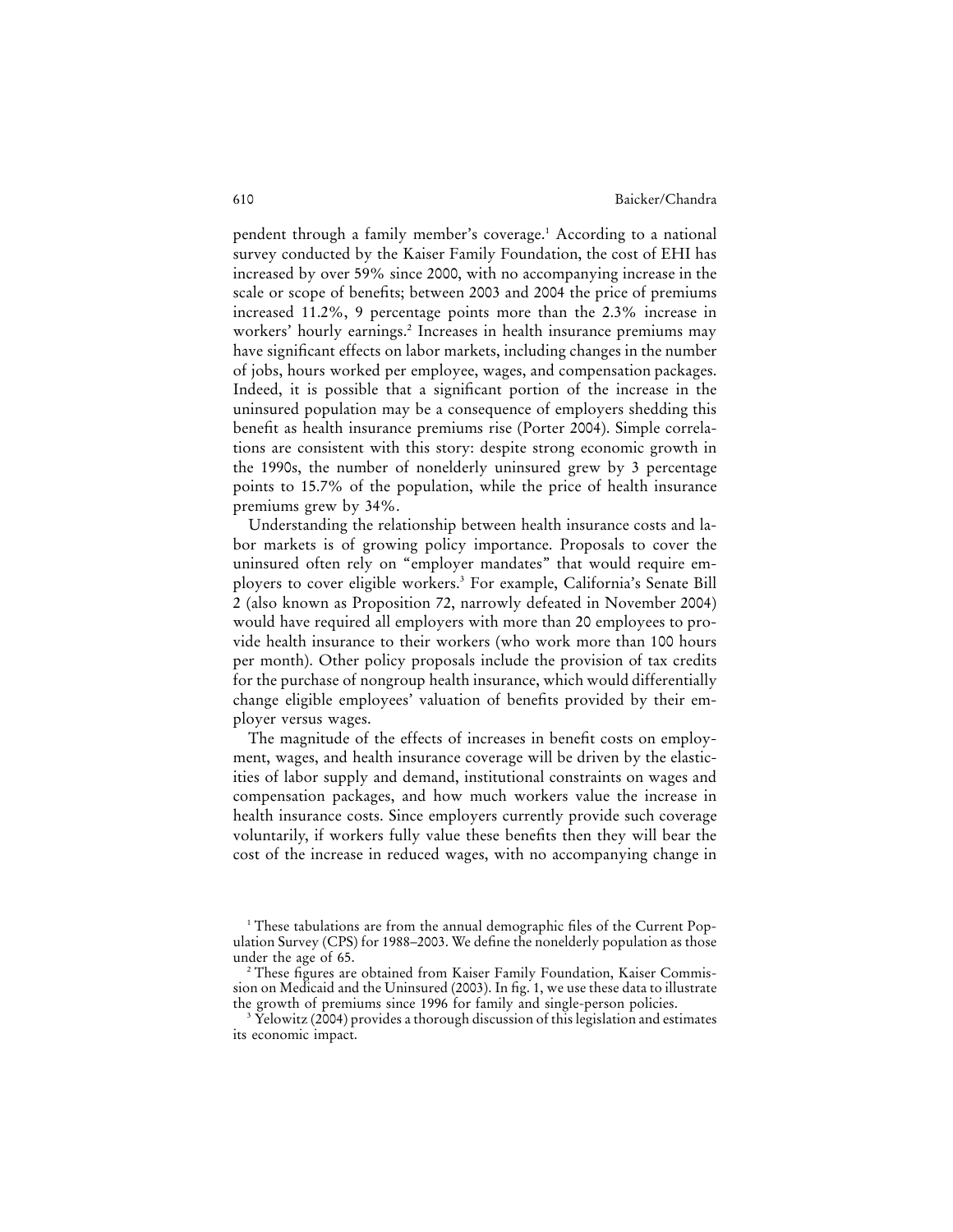pendent through a family member's coverage.[1] According to a national survey conducted by the Kaiser Family Foundation, the cost of EHI has increased by over 59% since 2000, with no accompanying increase in the scale or scope of benefits; between 2003 and 2004 the price of premiums increased 11.2%, 9 percentage points more than the 2.3% increase in workers' hourly earnings.[2] Increases in health insurance premiums may have significant effects on labor markets, including changes in the number of jobs, hours worked per employee, wages, and compensation packages. Indeed, it is possible that a significant portion of the increase in the uninsured population may be a consequence of employers shedding this benefit as health insurance premiums rise (Porter 2004). Simple correlations are consistent with this story: despite strong economic growth in the 1990s, the number of nonelderly uninsured grew by 3 percentage points to 15.7% of the population, while the price of health insurance premiums grew by 34%.

Understanding the relationship between health insurance costs and labor markets is of growing policy importance. Proposals to cover the uninsured often rely on "employer mandates" that would require employers to cover eligible workers.[3] For example, California's Senate Bill 2 (also known as Proposition 72, narrowly defeated in November 2004) would have required all employers with more than 20 employees to provide health insurance to their workers (who work more than 100 hours per month). Other policy proposals include the provision of tax credits for the purchase of nongroup health insurance, which would differentially change eligible employees' valuation of benefits provided by their employer versus wages.

The magnitude of the effects of increases in benefit costs on employment, wages, and health insurance coverage will be driven by the elasticities of labor supply and demand, institutional constraints on wages and compensation packages, and how much workers value the increase in health insurance costs. Since employers currently provide such coverage voluntarily, if workers fully value these benefits then they will bear the cost of the increase in reduced wages, with no accompanying change in

[1] These tabulations are from the annual demographic files of the Current Population Survey (CPS) for 1988–2003. We define the nonelderly population as those under the age of 65.

[2] These figures are obtained from Kaiser Family Foundation, Kaiser Commission on Medicaid and the Uninsured (2003). In fig. 1, we use these data to illustrate the growth of premiums since 1996 for family and single-person policies.

[3] Yelowitz (2004) provides a thorough discussion of this legislation and estimates its economic impact.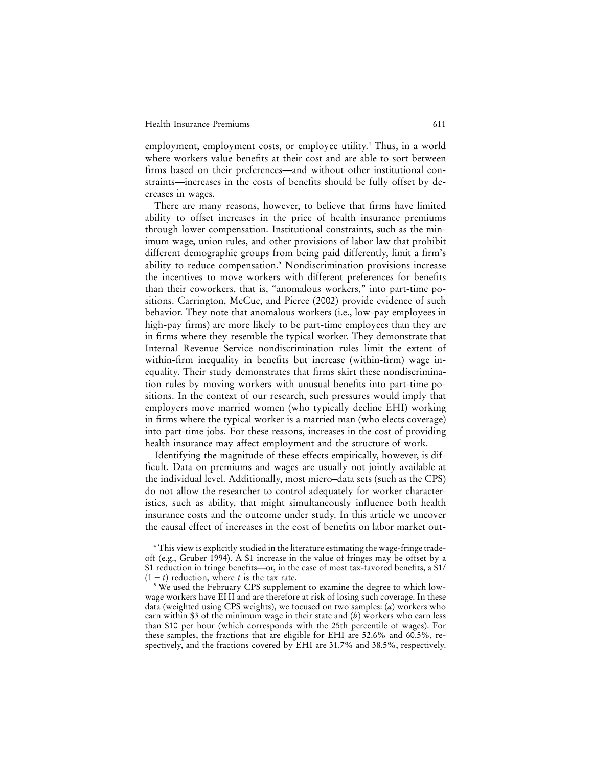employment, employment costs, or employee utility.[4] Thus, in a world where workers value benefits at their cost and are able to sort between firms based on their preferences—and without other institutional constraints—increases in the costs of benefits should be fully offset by decreases in wages.

There are many reasons, however, to believe that firms have limited ability to offset increases in the price of health insurance premiums through lower compensation. Institutional constraints, such as the minimum wage, union rules, and other provisions of labor law that prohibit different demographic groups from being paid differently, limit a firm's ability to reduce compensation.[5] Nondiscrimination provisions increase the incentives to move workers with different preferences for benefits than their coworkers, that is, "anomalous workers," into part-time positions. Carrington, McCue, and Pierce (2002) provide evidence of such behavior. They note that anomalous workers (i.e., low-pay employees in high-pay firms) are more likely to be part-time employees than they are in firms where they resemble the typical worker. They demonstrate that Internal Revenue Service nondiscrimination rules limit the extent of within-firm inequality in benefits but increase (within-firm) wage inequality. Their study demonstrates that firms skirt these nondiscrimination rules by moving workers with unusual benefits into part-time positions. In the context of our research, such pressures would imply that employers move married women (who typically decline EHI) working in firms where the typical worker is a married man (who elects coverage) into part-time jobs. For these reasons, increases in the cost of providing health insurance may affect employment and the structure of work.

Identifying the magnitude of these effects empirically, however, is difficult. Data on premiums and wages are usually not jointly available at the individual level. Additionally, most micro–data sets (such as the CPS) do not allow the researcher to control adequately for worker characteristics, such as ability, that might simultaneously influence both health insurance costs and the outcome under study. In this article we uncover the causal effect of increases in the cost of benefits on labor market out-

[4] This view is explicitly studied in the literature estimating the wage-fringe tradeoff (e.g., Gruber 1994). A \$1 increase in the value of fringes may be offset by a \$1 reduction in fringe benefits—or, in the case of most tax-favored benefits, a \$1/$(1 - t)$ reduction, where $t$ is the tax rate.

[5] We used the February CPS supplement to examine the degree to which low-wage workers have EHI and are therefore at risk of losing such coverage. In these data (weighted using CPS weights), we focused on two samples: (*a*) workers who earn within \$3 of the minimum wage in their state and (*b*) workers who earn less than \$10 per hour (which corresponds with the 25th percentile of wages). For these samples, the fractions that are eligible for EHI are 52.6% and 60.5%, respectively, and the fractions covered by EHI are 31.7% and 38.5%, respectively.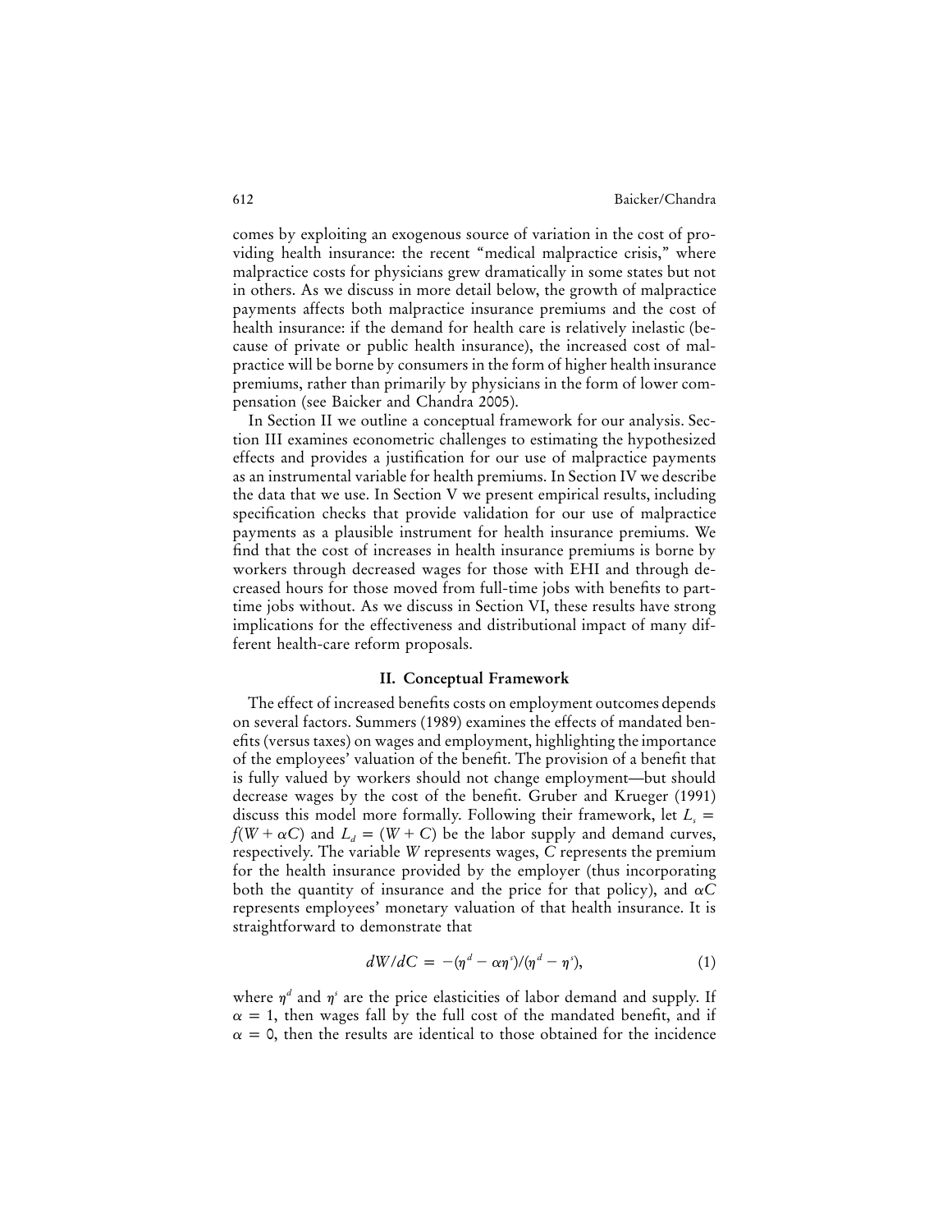comes by exploiting an exogenous source of variation in the cost of providing health insurance: the recent "medical malpractice crisis," where malpractice costs for physicians grew dramatically in some states but not in others. As we discuss in more detail below, the growth of malpractice payments affects both malpractice insurance premiums and the cost of health insurance: if the demand for health care is relatively inelastic (because of private or public health insurance), the increased cost of malpractice will be borne by consumers in the form of higher health insurance premiums, rather than primarily by physicians in the form of lower compensation (see Baicker and Chandra 2005).

In Section II we outline a conceptual framework for our analysis. Section III examines econometric challenges to estimating the hypothesized effects and provides a justification for our use of malpractice payments as an instrumental variable for health premiums. In Section IV we describe the data that we use. In Section V we present empirical results, including specification checks that provide validation for our use of malpractice payments as a plausible instrument for health insurance premiums. We find that the cost of increases in health insurance premiums is borne by workers through decreased wages for those with EHI and through decreased hours for those moved from full-time jobs with benefits to part-time jobs without. As we discuss in Section VI, these results have strong implications for the effectiveness and distributional impact of many different health-care reform proposals.

## II. Conceptual Framework

The effect of increased benefits costs on employment outcomes depends on several factors. Summers (1989) examines the effects of mandated benefits (versus taxes) on wages and employment, highlighting the importance of the employees' valuation of the benefit. The provision of a benefit that is fully valued by workers should not change employment—but should decrease wages by the cost of the benefit. Gruber and Krueger (1991) discuss this model more formally. Following their framework, let $L_s = f(W + \alpha C)$ and $L_d = (W + C)$ be the labor supply and demand curves, respectively. The variable $W$ represents wages, $C$ represents the premium for the health insurance provided by the employer (thus incorporating both the quantity of insurance and the price for that policy), and $\alpha C$ represents employees' monetary valuation of that health insurance. It is straightforward to demonstrate that

$$dW/dC = -(\eta^d - \alpha\eta^s)/(\eta^d - \eta^s), \tag{1}$$

where $\eta^d$ and $\eta^s$ are the price elasticities of labor demand and supply. If $\alpha = 1$, then wages fall by the full cost of the mandated benefit, and if $\alpha = 0$, then the results are identical to those obtained for the incidence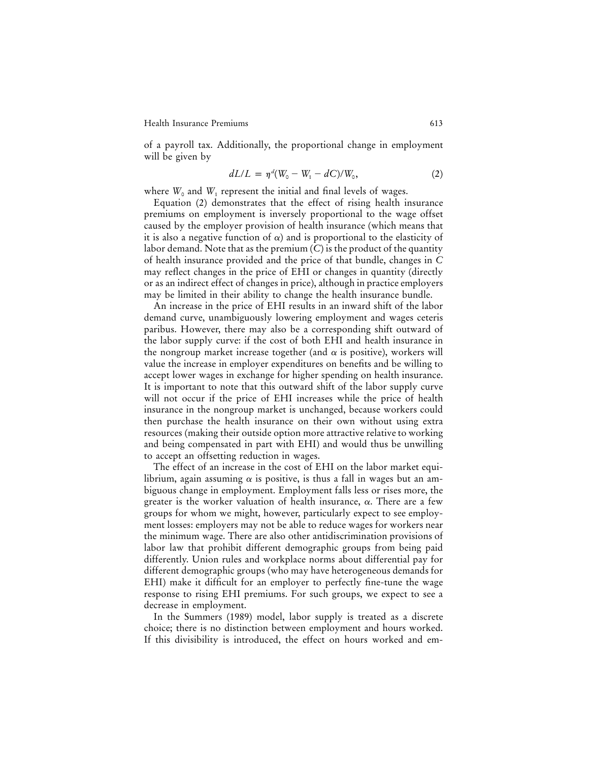of a payroll tax. Additionally, the proportional change in employment will be given by

$$dL/L = \eta^{d}(W_0 - W_1 - dC)/W_0, \tag{2}$$

where $W_0$ and $W_1$ represent the initial and final levels of wages.

Equation (2) demonstrates that the effect of rising health insurance premiums on employment is inversely proportional to the wage offset caused by the employer provision of health insurance (which means that it is also a negative function of $\alpha$) and is proportional to the elasticity of labor demand. Note that as the premium ($C$) is the product of the quantity of health insurance provided and the price of that bundle, changes in $C$ may reflect changes in the price of EHI or changes in quantity (directly or as an indirect effect of changes in price), although in practice employers may be limited in their ability to change the health insurance bundle.

An increase in the price of EHI results in an inward shift of the labor demand curve, unambiguously lowering employment and wages ceteris paribus. However, there may also be a corresponding shift outward of the labor supply curve: if the cost of both EHI and health insurance in the nongroup market increase together (and $\alpha$ is positive), workers will value the increase in employer expenditures on benefits and be willing to accept lower wages in exchange for higher spending on health insurance. It is important to note that this outward shift of the labor supply curve will not occur if the price of EHI increases while the price of health insurance in the nongroup market is unchanged, because workers could then purchase the health insurance on their own without using extra resources (making their outside option more attractive relative to working and being compensated in part with EHI) and would thus be unwilling to accept an offsetting reduction in wages.

The effect of an increase in the cost of EHI on the labor market equilibrium, again assuming $\alpha$ is positive, is thus a fall in wages but an ambiguous change in employment. Employment falls less or rises more, the greater is the worker valuation of health insurance, $\alpha$. There are a few groups for whom we might, however, particularly expect to see employment losses: employers may not be able to reduce wages for workers near the minimum wage. There are also other antidiscrimination provisions of labor law that prohibit different demographic groups from being paid differently. Union rules and workplace norms about differential pay for different demographic groups (who may have heterogeneous demands for EHI) make it difficult for an employer to perfectly fine-tune the wage response to rising EHI premiums. For such groups, we expect to see a decrease in employment.

In the Summers (1989) model, labor supply is treated as a discrete choice; there is no distinction between employment and hours worked. If this divisibility is introduced, the effect on hours worked and em-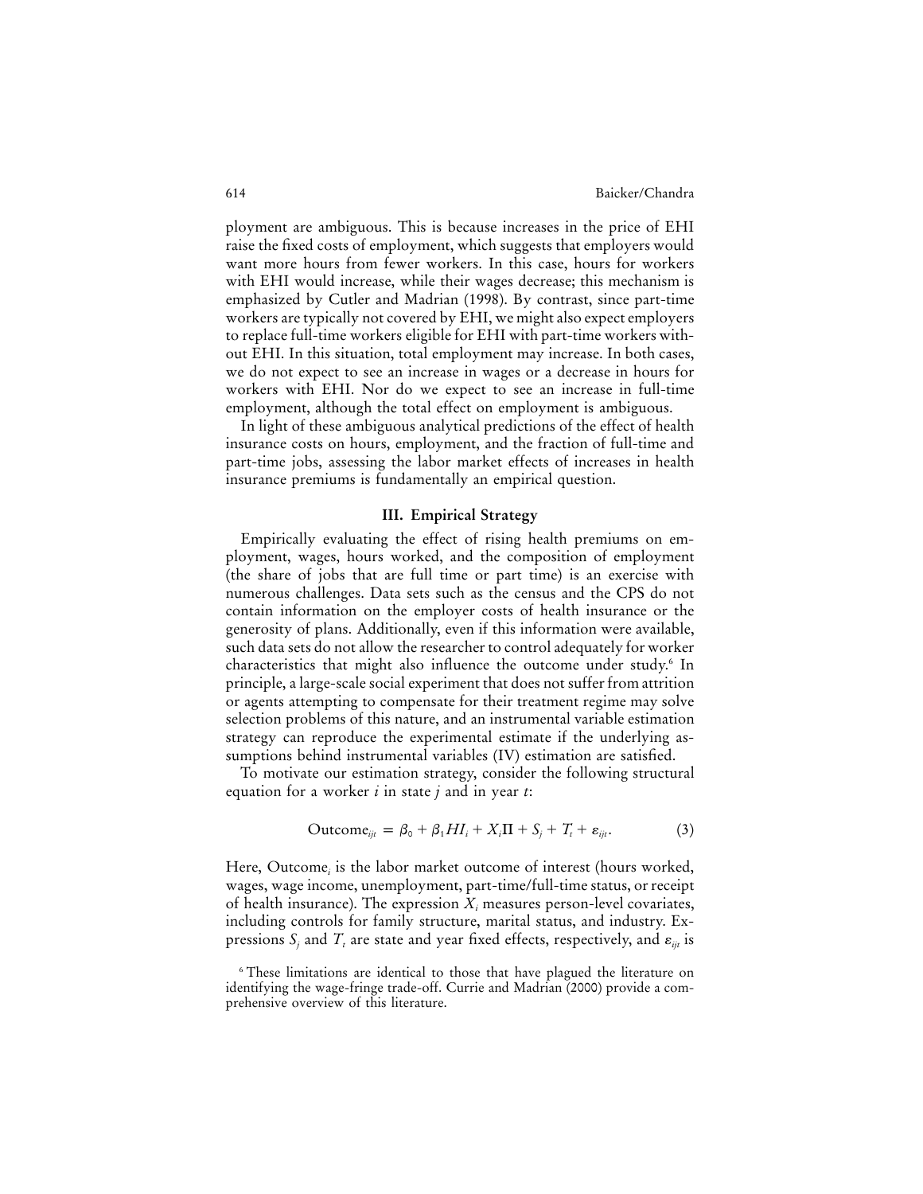ployment are ambiguous. This is because increases in the price of EHI raise the fixed costs of employment, which suggests that employers would want more hours from fewer workers. In this case, hours for workers with EHI would increase, while their wages decrease; this mechanism is emphasized by Cutler and Madrian (1998). By contrast, since part-time workers are typically not covered by EHI, we might also expect employers to replace full-time workers eligible for EHI with part-time workers without EHI. In this situation, total employment may increase. In both cases, we do not expect to see an increase in wages or a decrease in hours for workers with EHI. Nor do we expect to see an increase in full-time employment, although the total effect on employment is ambiguous.

In light of these ambiguous analytical predictions of the effect of health insurance costs on hours, employment, and the fraction of full-time and part-time jobs, assessing the labor market effects of increases in health insurance premiums is fundamentally an empirical question.

## III. Empirical Strategy

Empirically evaluating the effect of rising health premiums on employment, wages, hours worked, and the composition of employment (the share of jobs that are full time or part time) is an exercise with numerous challenges. Data sets such as the census and the CPS do not contain information on the employer costs of health insurance or the generosity of plans. Additionally, even if this information were available, such data sets do not allow the researcher to control adequately for worker characteristics that might also influence the outcome under study.[6] In principle, a large-scale social experiment that does not suffer from attrition or agents attempting to compensate for their treatment regime may solve selection problems of this nature, and an instrumental variable estimation strategy can reproduce the experimental estimate if the underlying assumptions behind instrumental variables (IV) estimation are satisfied.

To motivate our estimation strategy, consider the following structural equation for a worker $i$ in state $j$ and in year $t$:

$$\text{Outcome}_{ijt} = \beta_0 + \beta_1 HI_i + X_i \Pi + S_j + T_t + \varepsilon_{ijt}. \tag{3}$$

Here, $\text{Outcome}_i$ is the labor market outcome of interest (hours worked, wages, wage income, unemployment, part-time/full-time status, or receipt of health insurance). The expression $X_i$ measures person-level covariates, including controls for family structure, marital status, and industry. Expressions $S_j$ and $T_t$ are state and year fixed effects, respectively, and $\varepsilon_{ijt}$ is

[6] These limitations are identical to those that have plagued the literature on identifying the wage-fringe trade-off. Currie and Madrian (2000) provide a comprehensive overview of this literature.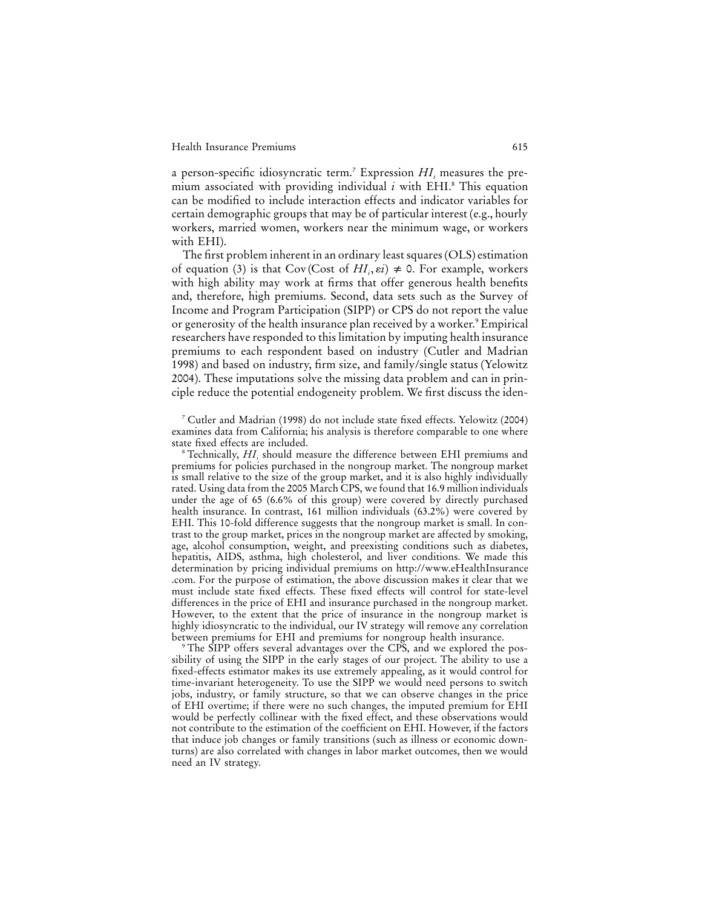a person-specific idiosyncratic term.[7] Expression $HI_i$ measures the premium associated with providing individual $i$ with EHI.[8] This equation can be modified to include interaction effects and indicator variables for certain demographic groups that may be of particular interest (e.g., hourly workers, married women, workers near the minimum wage, or workers with EHI).

The first problem inherent in an ordinary least squares (OLS) estimation of equation (3) is that $\text{Cov}(\text{Cost of } HI_i, \varepsilon i) \neq 0$. For example, workers with high ability may work at firms that offer generous health benefits and, therefore, high premiums. Second, data sets such as the Survey of Income and Program Participation (SIPP) or CPS do not report the value or generosity of the health insurance plan received by a worker.[9] Empirical researchers have responded to this limitation by imputing health insurance premiums to each respondent based on industry (Cutler and Madrian 1998) and based on industry, firm size, and family/single status (Yelowitz 2004). These imputations solve the missing data problem and can in principle reduce the potential endogeneity problem. We first discuss the iden-

[7] Cutler and Madrian (1998) do not include state fixed effects. Yelowitz (2004) examines data from California; his analysis is therefore comparable to one where state fixed effects are included.

[8] Technically, $HI_i$ should measure the difference between EHI premiums and premiums for policies purchased in the nongroup market. The nongroup market is small relative to the size of the group market, and it is also highly individually rated. Using data from the 2005 March CPS, we found that 16.9 million individuals under the age of 65 (6.6% of this group) were covered by directly purchased health insurance. In contrast, 161 million individuals (63.2%) were covered by EHI. This 10-fold difference suggests that the nongroup market is small. In contrast to the group market, prices in the nongroup market are affected by smoking, age, alcohol consumption, weight, and preexisting conditions such as diabetes, hepatitis, AIDS, asthma, high cholesterol, and liver conditions. We made this determination by pricing individual premiums on http://www.eHealthInsurance.com. For the purpose of estimation, the above discussion makes it clear that we must include state fixed effects. These fixed effects will control for state-level differences in the price of EHI and insurance purchased in the nongroup market. However, to the extent that the price of insurance in the nongroup market is highly idiosyncratic to the individual, our IV strategy will remove any correlation between premiums for EHI and premiums for nongroup health insurance.

[9] The SIPP offers several advantages over the CPS, and we explored the possibility of using the SIPP in the early stages of our project. The ability to use a fixed-effects estimator makes its use extremely appealing, as it would control for time-invariant heterogeneity. To use the SIPP we would need persons to switch jobs, industry, or family structure, so that we can observe changes in the price of EHI overtime; if there were no such changes, the imputed premium for EHI would be perfectly collinear with the fixed effect, and these observations would not contribute to the estimation of the coefficient on EHI. However, if the factors that induce job changes or family transitions (such as illness or economic downturns) are also correlated with changes in labor market outcomes, then we would need an IV strategy.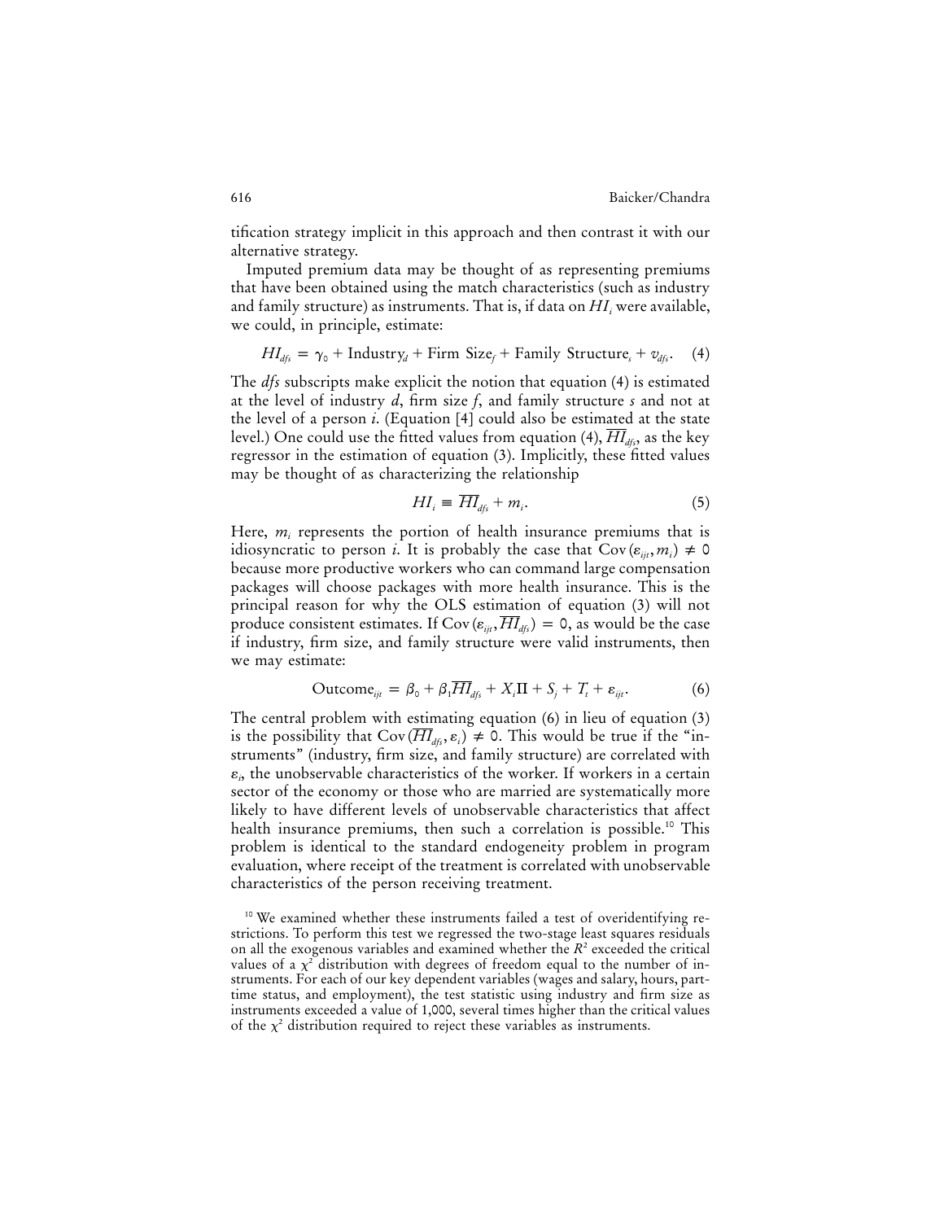tification strategy implicit in this approach and then contrast it with our alternative strategy.

Imputed premium data may be thought of as representing premiums that have been obtained using the match characteristics (such as industry and family structure) as instruments. That is, if data on $HI_i$ were available, we could, in principle, estimate:

$$HI_{dfs} = \gamma_0 + \text{Industry}_d + \text{Firm Size}_f + \text{Family Structure}_s + v_{dfs}. \quad (4)$$

The *dfs* subscripts make explicit the notion that equation (4) is estimated at the level of industry *d*, firm size *f*, and family structure *s* and not at the level of a person *i*. (Equation [4] could also be estimated at the state level.) One could use the fitted values from equation (4), $\overline{HI}_{dfs}$, as the key regressor in the estimation of equation (3). Implicitly, these fitted values may be thought of as characterizing the relationship

$$HI_i \equiv \overline{HI}_{dfs} + m_i. \quad (5)$$

Here, $m_i$ represents the portion of health insurance premiums that is idiosyncratic to person *i*. It is probably the case that $\text{Cov}(\varepsilon_{ijt}, m_i) \neq 0$ because more productive workers who can command large compensation packages will choose packages with more health insurance. This is the principal reason for why the OLS estimation of equation (3) will not produce consistent estimates. If $\text{Cov}(\varepsilon_{ijt}, \overline{HI}_{dfs}) = 0$, as would be the case if industry, firm size, and family structure were valid instruments, then we may estimate:

$$\text{Outcome}_{ijt} = \beta_0 + \beta_1 \overline{HI}_{dfs} + X_i \Pi + S_j + T_t + \varepsilon_{ijt}. \quad (6)$$

The central problem with estimating equation (6) in lieu of equation (3) is the possibility that $\text{Cov}(\overline{HI}_{dfs}, \varepsilon_i) \neq 0$. This would be true if the "instruments" (industry, firm size, and family structure) are correlated with $\varepsilon_i$, the unobservable characteristics of the worker. If workers in a certain sector of the economy or those who are married are systematically more likely to have different levels of unobservable characteristics that affect health insurance premiums, then such a correlation is possible.[10] This problem is identical to the standard endogeneity problem in program evaluation, where receipt of the treatment is correlated with unobservable characteristics of the person receiving treatment.

[10] We examined whether these instruments failed a test of overidentifying restrictions. To perform this test we regressed the two-stage least squares residuals on all the exogenous variables and examined whether the $R^2$ exceeded the critical values of a $\chi^2$ distribution with degrees of freedom equal to the number of instruments. For each of our key dependent variables (wages and salary, hours, part-time status, and employment), the test statistic using industry and firm size as instruments exceeded a value of 1,000, several times higher than the critical values of the $\chi^2$ distribution required to reject these variables as instruments.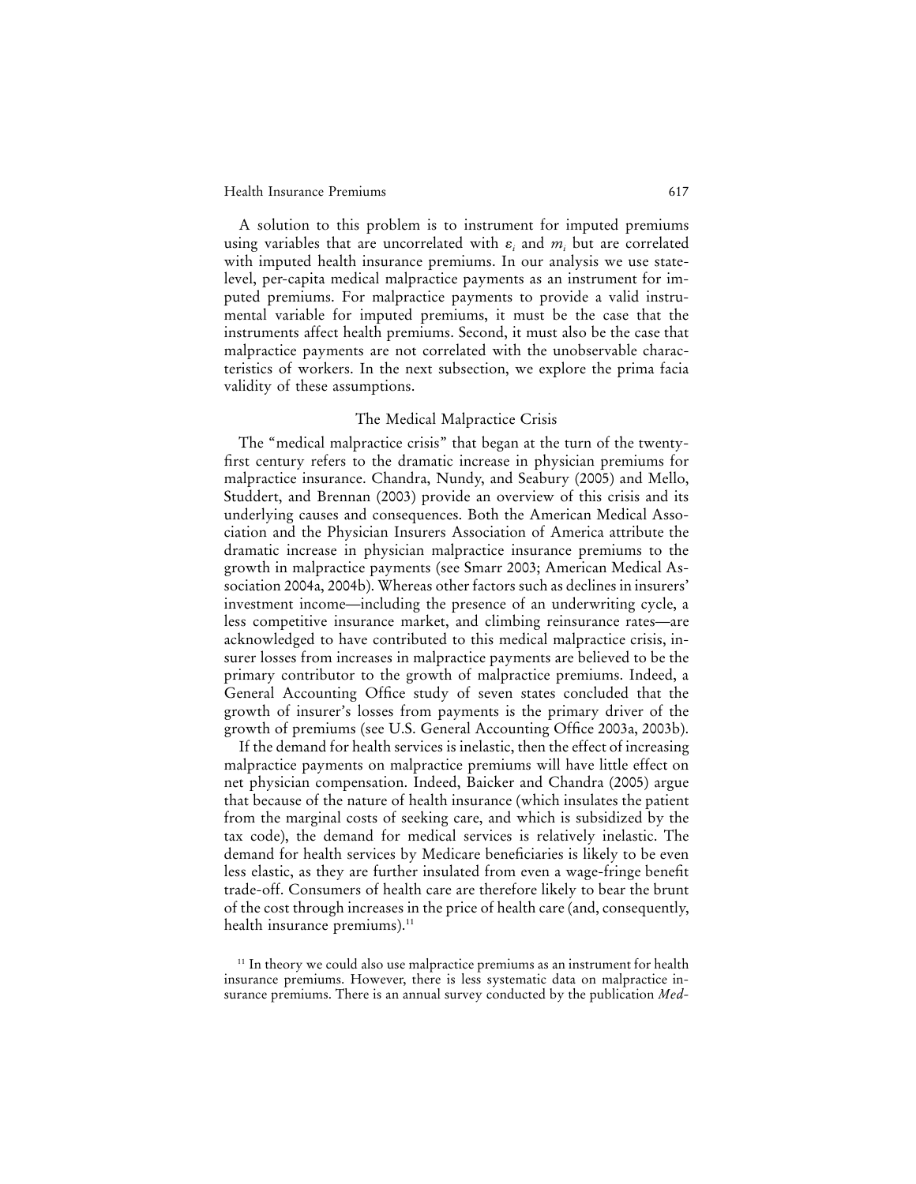A solution to this problem is to instrument for imputed premiums using variables that are uncorrelated with $\varepsilon_i$ and $m_i$ but are correlated with imputed health insurance premiums. In our analysis we use state-level, per-capita medical malpractice payments as an instrument for imputed premiums. For malpractice payments to provide a valid instrumental variable for imputed premiums, it must be the case that the instruments affect health premiums. Second, it must also be the case that malpractice payments are not correlated with the unobservable characteristics of workers. In the next subsection, we explore the prima facia validity of these assumptions.

## The Medical Malpractice Crisis

The "medical malpractice crisis" that began at the turn of the twenty-first century refers to the dramatic increase in physician premiums for malpractice insurance. Chandra, Nundy, and Seabury (2005) and Mello, Studdert, and Brennan (2003) provide an overview of this crisis and its underlying causes and consequences. Both the American Medical Association and the Physician Insurers Association of America attribute the dramatic increase in physician malpractice insurance premiums to the growth in malpractice payments (see Smarr 2003; American Medical Association 2004a, 2004b). Whereas other factors such as declines in insurers' investment income—including the presence of an underwriting cycle, a less competitive insurance market, and climbing reinsurance rates—are acknowledged to have contributed to this medical malpractice crisis, insurer losses from increases in malpractice payments are believed to be the primary contributor to the growth of malpractice premiums. Indeed, a General Accounting Office study of seven states concluded that the growth of insurer's losses from payments is the primary driver of the growth of premiums (see U.S. General Accounting Office 2003a, 2003b).

If the demand for health services is inelastic, then the effect of increasing malpractice payments on malpractice premiums will have little effect on net physician compensation. Indeed, Baicker and Chandra (2005) argue that because of the nature of health insurance (which insulates the patient from the marginal costs of seeking care, and which is subsidized by the tax code), the demand for medical services is relatively inelastic. The demand for health services by Medicare beneficiaries is likely to be even less elastic, as they are further insulated from even a wage-fringe benefit trade-off. Consumers of health care are therefore likely to bear the brunt of the cost through increases in the price of health care (and, consequently, health insurance premiums).[11]

[11] In theory we could also use malpractice premiums as an instrument for health insurance premiums. However, there is less systematic data on malpractice insurance premiums. There is an annual survey conducted by the publication *Med-*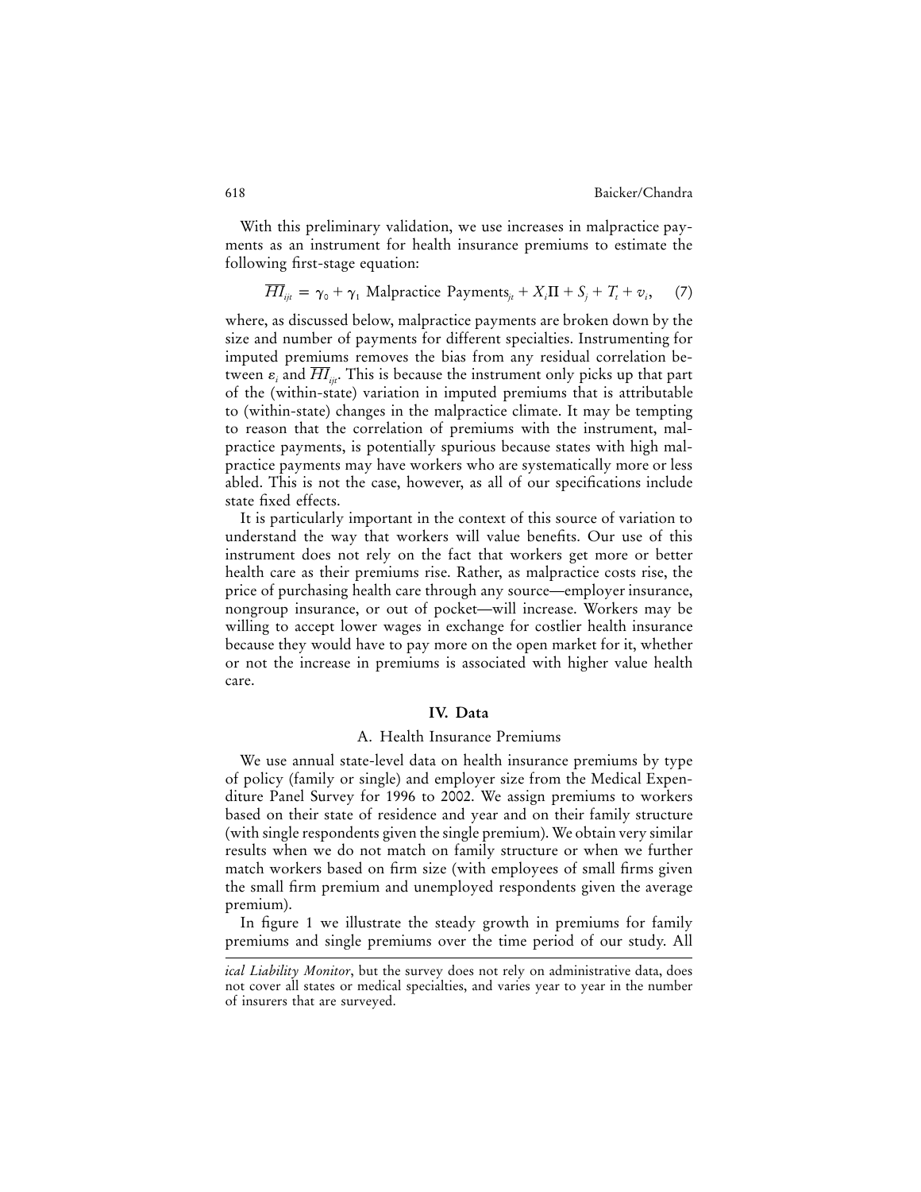With this preliminary validation, we use increases in malpractice payments as an instrument for health insurance premiums to estimate the following first-stage equation:

$$\overline{HI}_{ijt} = \gamma_0 + \gamma_1 \text{ Malpractice Payments}_{jt} + X_i\Pi + S_j + T_t + v_i, \quad (7)$$

where, as discussed below, malpractice payments are broken down by the size and number of payments for different specialties. Instrumenting for imputed premiums removes the bias from any residual correlation between $\varepsilon_i$ and $\overline{HI}_{ijt}$. This is because the instrument only picks up that part of the (within-state) variation in imputed premiums that is attributable to (within-state) changes in the malpractice climate. It may be tempting to reason that the correlation of premiums with the instrument, malpractice payments, is potentially spurious because states with high malpractice payments may have workers who are systematically more or less abled. This is not the case, however, as all of our specifications include state fixed effects.

It is particularly important in the context of this source of variation to understand the way that workers will value benefits. Our use of this instrument does not rely on the fact that workers get more or better health care as their premiums rise. Rather, as malpractice costs rise, the price of purchasing health care through any source—employer insurance, nongroup insurance, or out of pocket—will increase. Workers may be willing to accept lower wages in exchange for costlier health insurance because they would have to pay more on the open market for it, whether or not the increase in premiums is associated with higher value health care.

## IV. Data

### A. Health Insurance Premiums

We use annual state-level data on health insurance premiums by type of policy (family or single) and employer size from the Medical Expenditure Panel Survey for 1996 to 2002. We assign premiums to workers based on their state of residence and year and on their family structure (with single respondents given the single premium). We obtain very similar results when we do not match on family structure or when we further match workers based on firm size (with employees of small firms given the small firm premium and unemployed respondents given the average premium).

In figure 1 we illustrate the steady growth in premiums for family premiums and single premiums over the time period of our study. All

*ical Liability Monitor*, but the survey does not rely on administrative data, does not cover all states or medical specialties, and varies year to year in the number of insurers that are surveyed.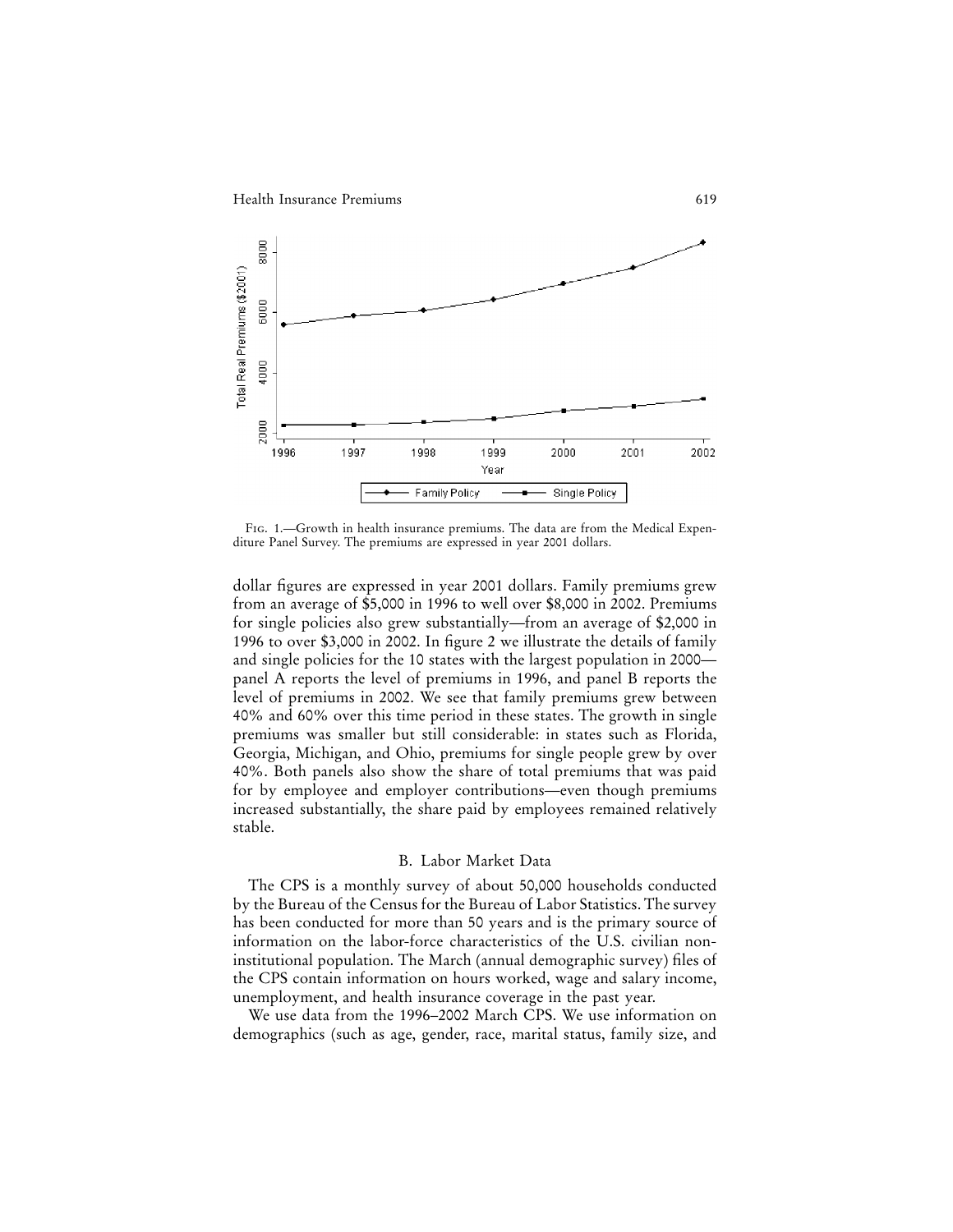Fig. 1.—Growth in health insurance premiums. The data are from the Medical Expenditure Panel Survey. The premiums are expressed in year 2001 dollars.

dollar figures are expressed in year 2001 dollars. Family premiums grew from an average of $5,000 in 1996 to well over $8,000 in 2002. Premiums for single policies also grew substantially—from an average of $2,000 in 1996 to over $3,000 in 2002. In figure 2 we illustrate the details of family and single policies for the 10 states with the largest population in 2000—panel A reports the level of premiums in 1996, and panel B reports the level of premiums in 2002. We see that family premiums grew between 40% and 60% over this time period in these states. The growth in single premiums was smaller but still considerable: in states such as Florida, Georgia, Michigan, and Ohio, premiums for single people grew by over 40%. Both panels also show the share of total premiums that was paid for by employee and employer contributions—even though premiums increased substantially, the share paid by employees remained relatively stable.

### B. Labor Market Data

The CPS is a monthly survey of about 50,000 households conducted by the Bureau of the Census for the Bureau of Labor Statistics. The survey has been conducted for more than 50 years and is the primary source of information on the labor-force characteristics of the U.S. civilian noninstitutional population. The March (annual demographic survey) files of the CPS contain information on hours worked, wage and salary income, unemployment, and health insurance coverage in the past year.

We use data from the 1996–2002 March CPS. We use information on demographics (such as age, gender, race, marital status, family size, and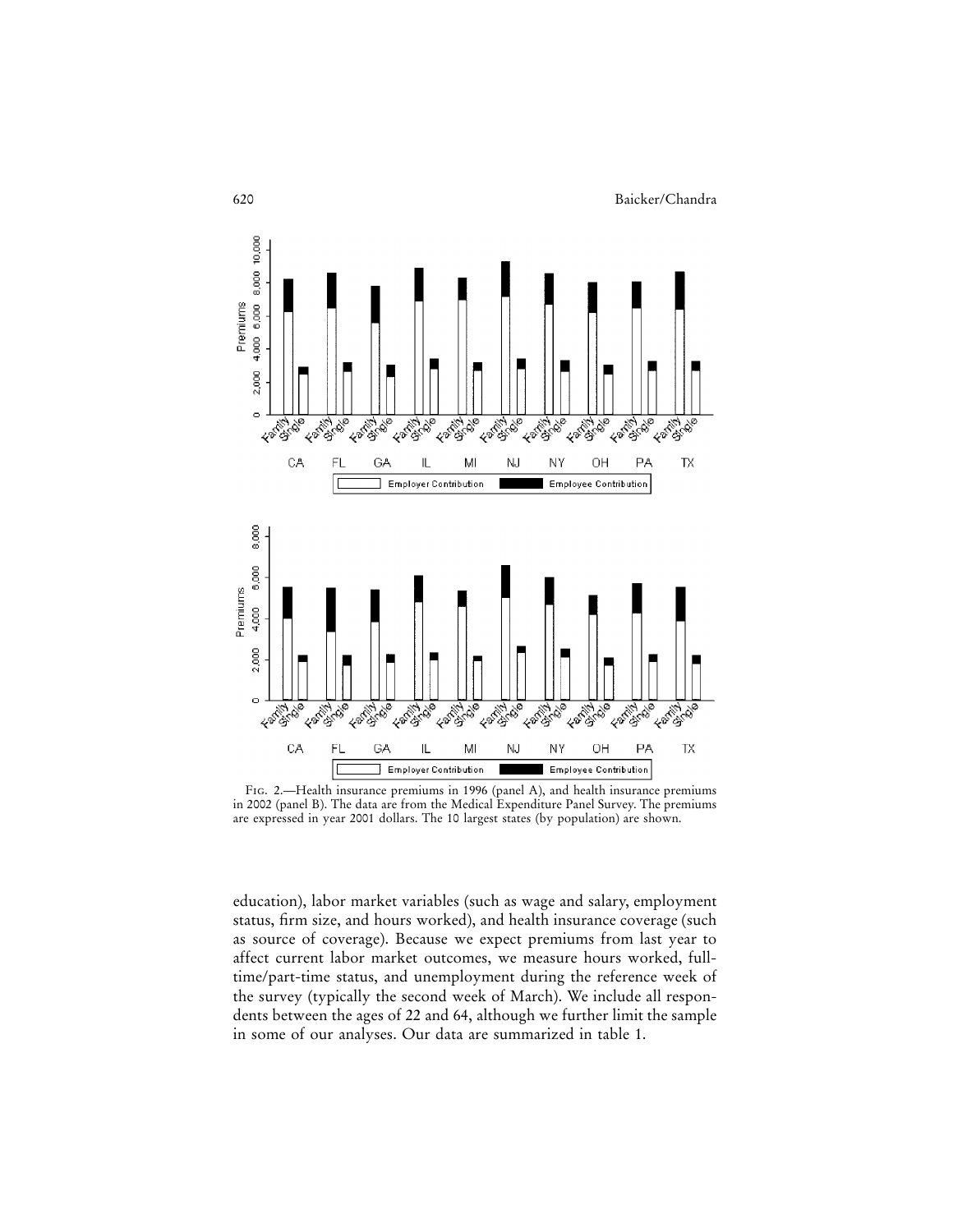Fig. 2.—Health insurance premiums in 1996 (panel A), and health insurance premiums in 2002 (panel B). The data are from the Medical Expenditure Panel Survey. The premiums are expressed in year 2001 dollars. The 10 largest states (by population) are shown.

education), labor market variables (such as wage and salary, employment status, firm size, and hours worked), and health insurance coverage (such as source of coverage). Because we expect premiums from last year to affect current labor market outcomes, we measure hours worked, full-time/part-time status, and unemployment during the reference week of the survey (typically the second week of March). We include all respondents between the ages of 22 and 64, although we further limit the sample in some of our analyses. Our data are summarized in table 1.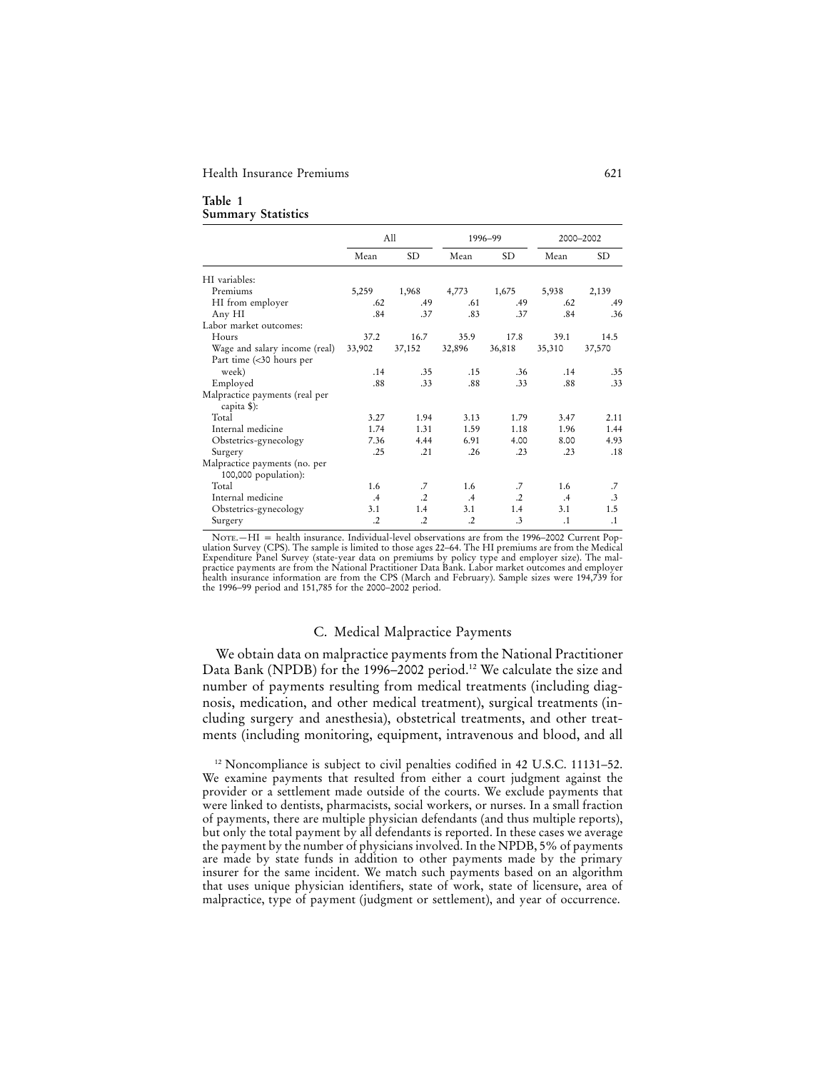**Table 1**
**Summary Statistics**

| | All | | 1996–99 | | 2000–2002 | |
|---|---|---|---|---|---|---|
| | Mean | SD | Mean | SD | Mean | SD |
| HI variables: | | | | | | |
| Premiums | 5,259 | 1,968 | 4,773 | 1,675 | 5,938 | 2,139 |
| HI from employer | .62 | .49 | .61 | .49 | .62 | .49 |
| Any HI | .84 | .37 | .83 | .37 | .84 | .36 |
| Labor market outcomes: | | | | | | |
| Hours | 37.2 | 16.7 | 35.9 | 17.8 | 39.1 | 14.5 |
| Wage and salary income (real) | 33,902 | 37,152 | 32,896 | 36,818 | 35,310 | 37,570 |
| Part time (<30 hours per week) | .14 | .35 | .15 | .36 | .14 | .35 |
| Employed | .88 | .33 | .88 | .33 | .88 | .33 |
| Malpractice payments (real per capita $): | | | | | | |
| Total | 3.27 | 1.94 | 3.13 | 1.79 | 3.47 | 2.11 |
| Internal medicine | 1.74 | 1.31 | 1.59 | 1.18 | 1.96 | 1.44 |
| Obstetrics-gynecology | 7.36 | 4.44 | 6.91 | 4.00 | 8.00 | 4.93 |
| Surgery | .25 | .21 | .26 | .23 | .23 | .18 |
| Malpractice payments (no. per 100,000 population): | | | | | | |
| Total | 1.6 | .7 | 1.6 | .7 | 1.6 | .7 |
| Internal medicine | .4 | .2 | .4 | .2 | .4 | .3 |
| Obstetrics-gynecology | 3.1 | 1.4 | 3.1 | 1.4 | 3.1 | 1.5 |
| Surgery | .2 | .2 | .2 | .3 | .1 | .1 |

NOTE.—HI = health insurance. Individual-level observations are from the 1996–2002 Current Population Survey (CPS). The sample is limited to those ages 22–64. The HI premiums are from the Medical Expenditure Panel Survey (state-year data on premiums by policy type and employer size). The malpractice payments are from the National Practitioner Data Bank. Labor market outcomes and employer health insurance information are from the CPS (March and February). Sample sizes were 194,739 for the 1996–99 period and 151,785 for the 2000–2002 period.

### C. Medical Malpractice Payments

We obtain data on malpractice payments from the National Practitioner Data Bank (NPDB) for the 1996–2002 period.[12] We calculate the size and number of payments resulting from medical treatments (including diagnosis, medication, and other medical treatment), surgical treatments (including surgery and anesthesia), obstetrical treatments, and other treatments (including monitoring, equipment, intravenous and blood, and all

[12] Noncompliance is subject to civil penalties codified in 42 U.S.C. 11131–52. We examine payments that resulted from either a court judgment against the provider or a settlement made outside of the courts. We exclude payments that were linked to dentists, pharmacists, social workers, or nurses. In a small fraction of payments, there are multiple physician defendants (and thus multiple reports), but only the total payment by all defendants is reported. In these cases we average the payment by the number of physicians involved. In the NPDB, 5% of payments are made by state funds in addition to other payments made by the primary insurer for the same incident. We match such payments based on an algorithm that uses unique physician identifiers, state of work, state of licensure, area of malpractice, type of payment (judgment or settlement), and year of occurrence.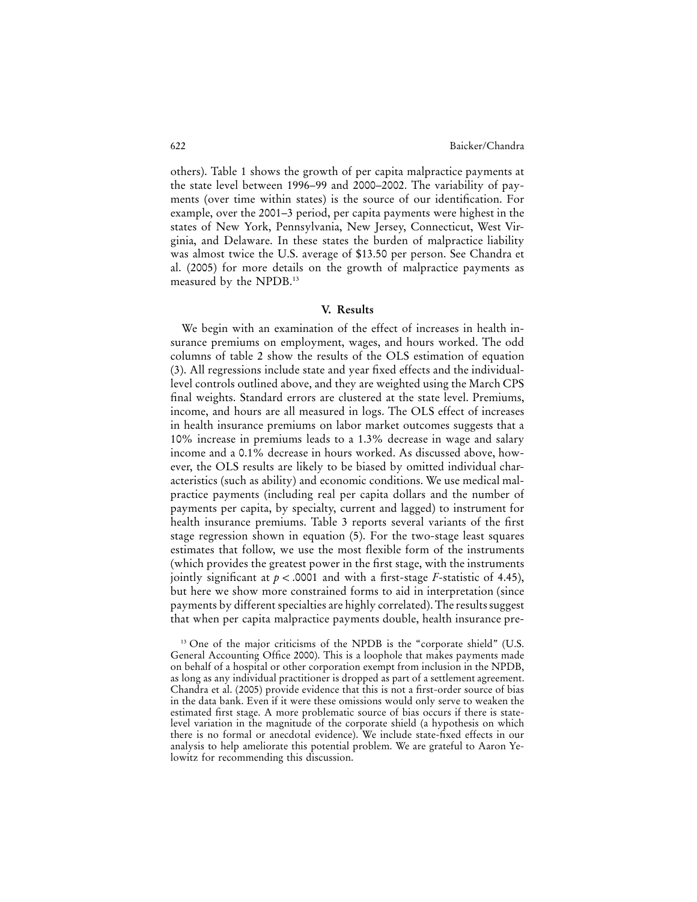others). Table 1 shows the growth of per capita malpractice payments at the state level between 1996–99 and 2000–2002. The variability of payments (over time within states) is the source of our identification. For example, over the 2001–3 period, per capita payments were highest in the states of New York, Pennsylvania, New Jersey, Connecticut, West Virginia, and Delaware. In these states the burden of malpractice liability was almost twice the U.S. average of $13.50 per person. See Chandra et al. (2005) for more details on the growth of malpractice payments as measured by the NPDB.[13]

## V. Results

We begin with an examination of the effect of increases in health insurance premiums on employment, wages, and hours worked. The odd columns of table 2 show the results of the OLS estimation of equation (3). All regressions include state and year fixed effects and the individual-level controls outlined above, and they are weighted using the March CPS final weights. Standard errors are clustered at the state level. Premiums, income, and hours are all measured in logs. The OLS effect of increases in health insurance premiums on labor market outcomes suggests that a 10% increase in premiums leads to a 1.3% decrease in wage and salary income and a 0.1% decrease in hours worked. As discussed above, however, the OLS results are likely to be biased by omitted individual characteristics (such as ability) and economic conditions. We use medical malpractice payments (including real per capita dollars and the number of payments per capita, by specialty, current and lagged) to instrument for health insurance premiums. Table 3 reports several variants of the first stage regression shown in equation (5). For the two-stage least squares estimates that follow, we use the most flexible form of the instruments (which provides the greatest power in the first stage, with the instruments jointly significant at $p < .0001$ and with a first-stage $F$-statistic of 4.45), but here we show more constrained forms to aid in interpretation (since payments by different specialties are highly correlated). The results suggest that when per capita malpractice payments double, health insurance pre-

[13] One of the major criticisms of the NPDB is the "corporate shield" (U.S. General Accounting Office 2000). This is a loophole that makes payments made on behalf of a hospital or other corporation exempt from inclusion in the NPDB, as long as any individual practitioner is dropped as part of a settlement agreement. Chandra et al. (2005) provide evidence that this is not a first-order source of bias in the data bank. Even if it were these omissions would only serve to weaken the estimated first stage. A more problematic source of bias occurs if there is state-level variation in the magnitude of the corporate shield (a hypothesis on which there is no formal or anecdotal evidence). We include state-fixed effects in our analysis to help ameliorate this potential problem. We are grateful to Aaron Yelowitz for recommending this discussion.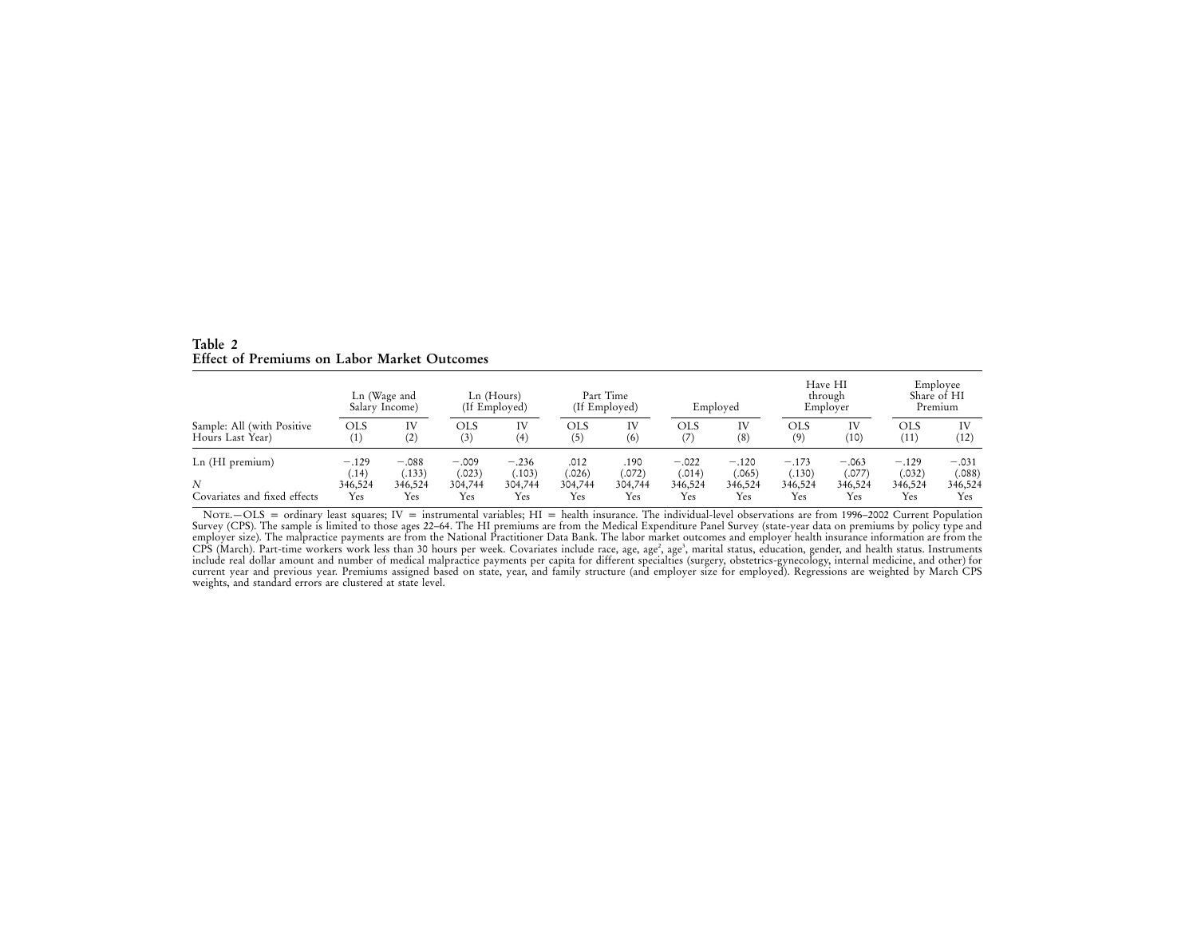**Table 2**
**Effect of Premiums on Labor Market Outcomes**

| | Ln (Wage and Salary Income) | | Ln (Hours) (If Employed) | | Part Time (If Employed) | | Employed | | Have HI through Employer | | Employee Share of HI Premium | |
|---|---|---|---|---|---|---|---|---|---|---|---|---|
| Sample: All (with Positive Hours Last Year) | OLS (1) | IV (2) | OLS (3) | IV (4) | OLS (5) | IV (6) | OLS (7) | IV (8) | OLS (9) | IV (10) | OLS (11) | IV (12) |
| Ln (HI premium) | −.129 | −.088 | −.009 | −.236 | .012 | .190 | −.022 | −.120 | −.173 | −.063 | −.129 | −.031 |
| | (.14) | (.133) | (.023) | (.103) | (.026) | (.072) | (.014) | (.065) | (.130) | (.077) | (.032) | (.088) |
| *N* | 346,524 | 346,524 | 304,744 | 304,744 | 304,744 | 304,744 | 346,524 | 346,524 | 346,524 | 346,524 | 346,524 | 346,524 |
| Covariates and fixed effects | Yes | Yes | Yes | Yes | Yes | Yes | Yes | Yes | Yes | Yes | Yes | Yes |

NOTE.—OLS = ordinary least squares; IV = instrumental variables; HI = health insurance. The individual-level observations are from 1996–2002 Current Population Survey (CPS). The sample is limited to those ages 22–64. The HI premiums are from the Medical Expenditure Panel Survey (state-year data on premiums by policy type and employer size). The malpractice payments are from the National Practitioner Data Bank. The labor market outcomes and employer health insurance information are from the CPS (March). Part-time workers work less than 30 hours per week. Covariates include race, age, age$^2$, age$^3$, marital status, education, gender, and health status. Instruments include real dollar amount and number of medical malpractice payments per capita for different specialties (surgery, obstetrics-gynecology, internal medicine, and other) for current year and previous year. Premiums assigned based on state, year, and family structure (and employer size for employed). Regressions are weighted by March CPS weights, and standard errors are clustered at state level.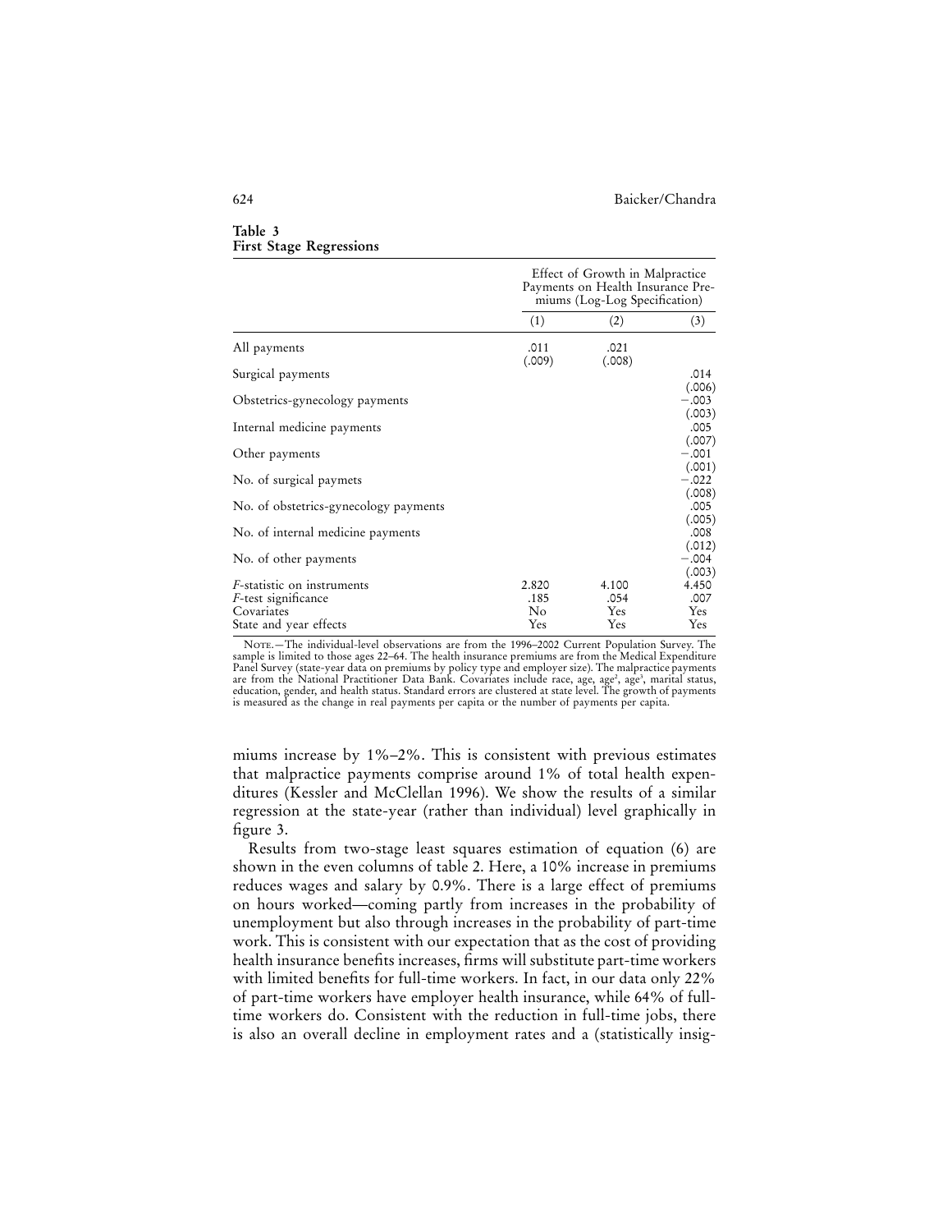**Table 3**
**First Stage Regressions**

| | Effect of Growth in Malpractice Payments on Health Insurance Premiums (Log-Log Specification) | | |
|---|---|---|---|
| | (1) | (2) | (3) |
| All payments | .011 | .021 | |
| | (.009) | (.008) | |
| Surgical payments | | | .014 |
| | | | (.006) |
| Obstetrics-gynecology payments | | | −.003 |
| | | | (.003) |
| Internal medicine payments | | | .005 |
| | | | (.007) |
| Other payments | | | −.001 |
| | | | (.001) |
| No. of surgical paymets | | | −.022 |
| | | | (.008) |
| No. of obstetrics-gynecology payments | | | .005 |
| | | | (.005) |
| No. of internal medicine payments | | | .008 |
| | | | (.012) |
| No. of other payments | | | −.004 |
| | | | (.003) |
| *F*-statistic on instruments | 2.820 | 4.100 | 4.450 |
| *F*-test significance | .185 | .054 | .007 |
| Covariates | No | Yes | Yes |
| State and year effects | Yes | Yes | Yes |

Note.—The individual-level observations are from the 1996–2002 Current Population Survey. The sample is limited to those ages 22–64. The health insurance premiums are from the Medical Expenditure Panel Survey (state-year data on premiums by policy type and employer size). The malpractice payments are from the National Practitioner Data Bank. Covariates include race, age, age$^2$, age$^3$, marital status, education, gender, and health status. Standard errors are clustered at state level. The growth of payments is measured as the change in real payments per capita or the number of payments per capita.

miums increase by 1%–2%. This is consistent with previous estimates that malpractice payments comprise around 1% of total health expenditures (Kessler and McClellan 1996). We show the results of a similar regression at the state-year (rather than individual) level graphically in figure 3.

Results from two-stage least squares estimation of equation (6) are shown in the even columns of table 2. Here, a 10% increase in premiums reduces wages and salary by 0.9%. There is a large effect of premiums on hours worked—coming partly from increases in the probability of unemployment but also through increases in the probability of part-time work. This is consistent with our expectation that as the cost of providing health insurance benefits increases, firms will substitute part-time workers with limited benefits for full-time workers. In fact, in our data only 22% of part-time workers have employer health insurance, while 64% of full-time workers do. Consistent with the reduction in full-time jobs, there is also an overall decline in employment rates and a (statistically insig-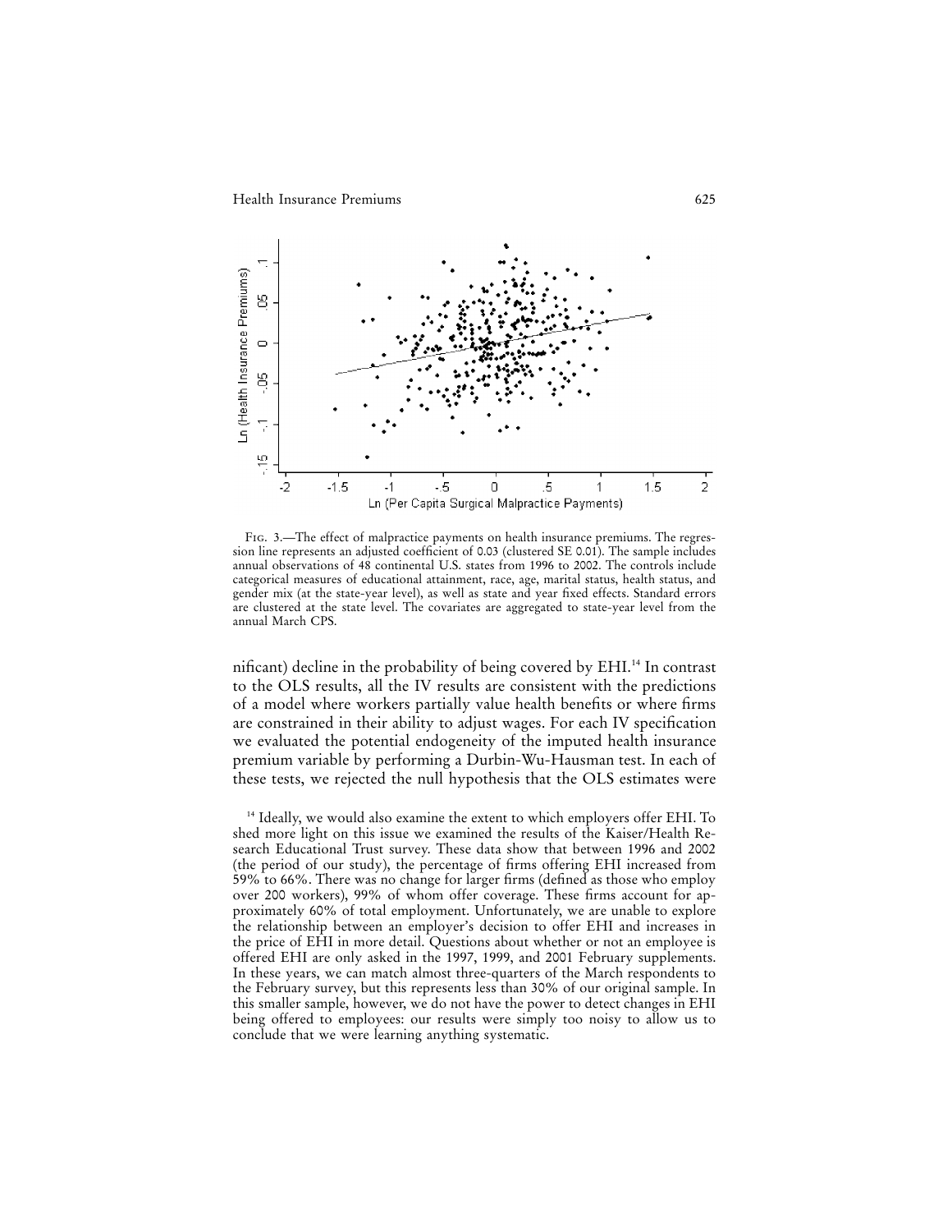FIG. 3.—The effect of malpractice payments on health insurance premiums. The regression line represents an adjusted coefficient of 0.03 (clustered SE 0.01). The sample includes annual observations of 48 continental U.S. states from 1996 to 2002. The controls include categorical measures of educational attainment, race, age, marital status, health status, and gender mix (at the state-year level), as well as state and year fixed effects. Standard errors are clustered at the state level. The covariates are aggregated to state-year level from the annual March CPS.

nificant) decline in the probability of being covered by EHI.[14] In contrast to the OLS results, all the IV results are consistent with the predictions of a model where workers partially value health benefits or where firms are constrained in their ability to adjust wages. For each IV specification we evaluated the potential endogeneity of the imputed health insurance premium variable by performing a Durbin-Wu-Hausman test. In each of these tests, we rejected the null hypothesis that the OLS estimates were

[14] Ideally, we would also examine the extent to which employers offer EHI. To shed more light on this issue we examined the results of the Kaiser/Health Research Educational Trust survey. These data show that between 1996 and 2002 (the period of our study), the percentage of firms offering EHI increased from 59% to 66%. There was no change for larger firms (defined as those who employ over 200 workers), 99% of whom offer coverage. These firms account for approximately 60% of total employment. Unfortunately, we are unable to explore the relationship between an employer's decision to offer EHI and increases in the price of EHI in more detail. Questions about whether or not an employee is offered EHI are only asked in the 1997, 1999, and 2001 February supplements. In these years, we can match almost three-quarters of the March respondents to the February survey, but this represents less than 30% of our original sample. In this smaller sample, however, we do not have the power to detect changes in EHI being offered to employees: our results were simply too noisy to allow us to conclude that we were learning anything systematic.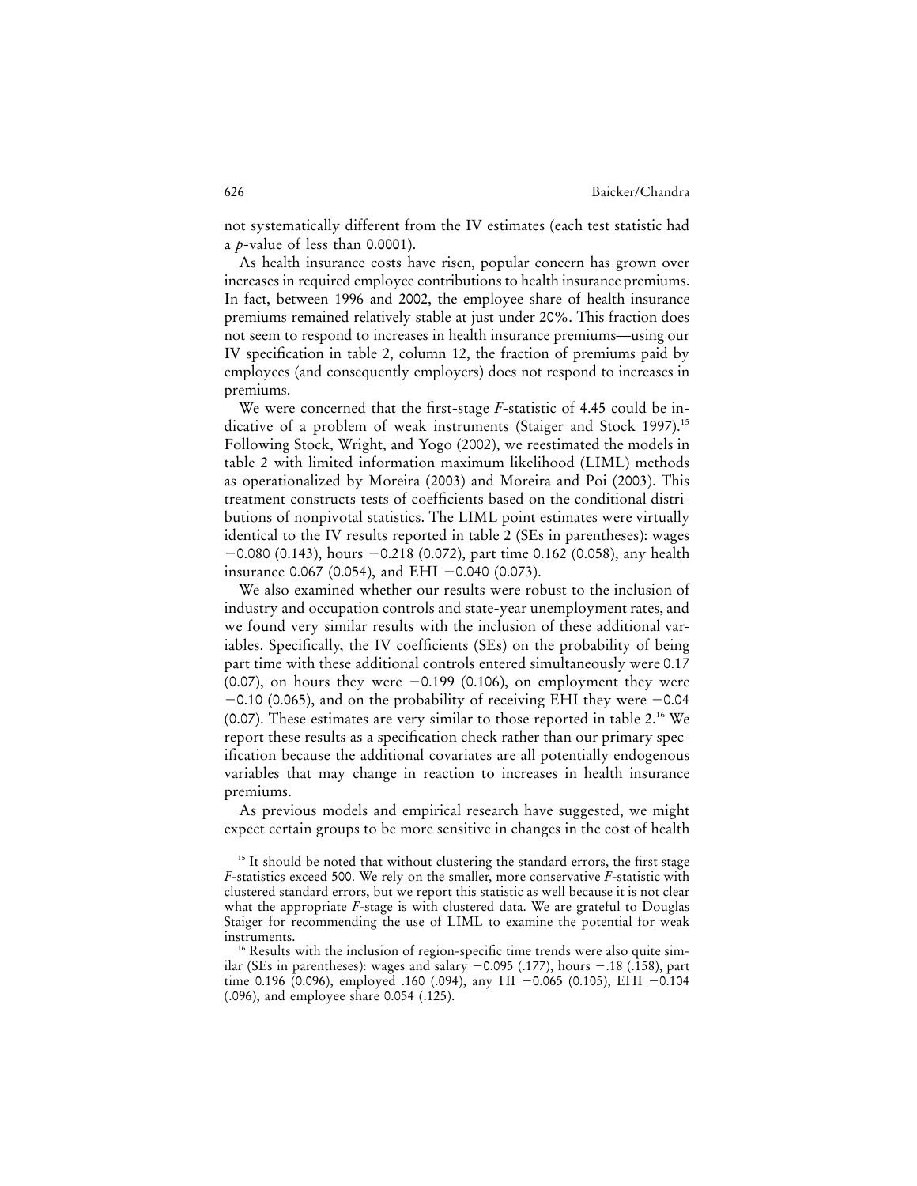not systematically different from the IV estimates (each test statistic had a $p$-value of less than 0.0001).

As health insurance costs have risen, popular concern has grown over increases in required employee contributions to health insurance premiums. In fact, between 1996 and 2002, the employee share of health insurance premiums remained relatively stable at just under 20%. This fraction does not seem to respond to increases in health insurance premiums—using our IV specification in table 2, column 12, the fraction of premiums paid by employees (and consequently employers) does not respond to increases in premiums.

We were concerned that the first-stage $F$-statistic of 4.45 could be indicative of a problem of weak instruments (Staiger and Stock 1997).[15] Following Stock, Wright, and Yogo (2002), we reestimated the models in table 2 with limited information maximum likelihood (LIML) methods as operationalized by Moreira (2003) and Moreira and Poi (2003). This treatment constructs tests of coefficients based on the conditional distributions of nonpivotal statistics. The LIML point estimates were virtually identical to the IV results reported in table 2 (SEs in parentheses): wages −0.080 (0.143), hours −0.218 (0.072), part time 0.162 (0.058), any health insurance 0.067 (0.054), and EHI −0.040 (0.073).

We also examined whether our results were robust to the inclusion of industry and occupation controls and state-year unemployment rates, and we found very similar results with the inclusion of these additional variables. Specifically, the IV coefficients (SEs) on the probability of being part time with these additional controls entered simultaneously were 0.17 (0.07), on hours they were −0.199 (0.106), on employment they were −0.10 (0.065), and on the probability of receiving EHI they were −0.04 (0.07). These estimates are very similar to those reported in table 2.[16] We report these results as a specification check rather than our primary specification because the additional covariates are all potentially endogenous variables that may change in reaction to increases in health insurance premiums.

As previous models and empirical research have suggested, we might expect certain groups to be more sensitive in changes in the cost of health

[15] It should be noted that without clustering the standard errors, the first stage $F$-statistics exceed 500. We rely on the smaller, more conservative $F$-statistic with clustered standard errors, but we report this statistic as well because it is not clear what the appropriate $F$-stage is with clustered data. We are grateful to Douglas Staiger for recommending the use of LIML to examine the potential for weak instruments.

[16] Results with the inclusion of region-specific time trends were also quite similar (SEs in parentheses): wages and salary −0.095 (.177), hours −.18 (.158), part time 0.196 (0.096), employed .160 (.094), any HI −0.065 (0.105), EHI −0.104 (.096), and employee share 0.054 (.125).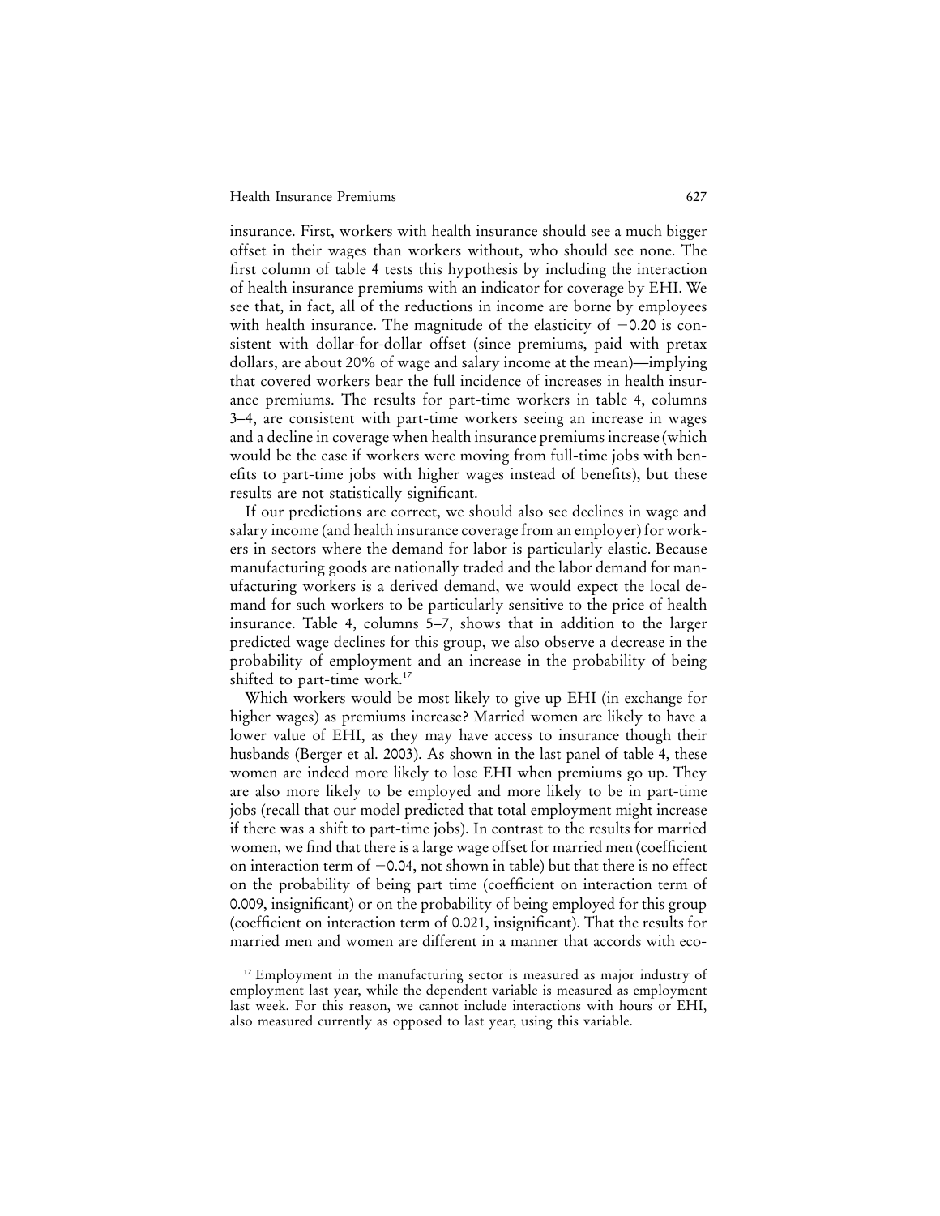insurance. First, workers with health insurance should see a much bigger offset in their wages than workers without, who should see none. The first column of table 4 tests this hypothesis by including the interaction of health insurance premiums with an indicator for coverage by EHI. We see that, in fact, all of the reductions in income are borne by employees with health insurance. The magnitude of the elasticity of −0.20 is consistent with dollar-for-dollar offset (since premiums, paid with pretax dollars, are about 20% of wage and salary income at the mean)—implying that covered workers bear the full incidence of increases in health insurance premiums. The results for part-time workers in table 4, columns 3–4, are consistent with part-time workers seeing an increase in wages and a decline in coverage when health insurance premiums increase (which would be the case if workers were moving from full-time jobs with benefits to part-time jobs with higher wages instead of benefits), but these results are not statistically significant.

If our predictions are correct, we should also see declines in wage and salary income (and health insurance coverage from an employer) for workers in sectors where the demand for labor is particularly elastic. Because manufacturing goods are nationally traded and the labor demand for manufacturing workers is a derived demand, we would expect the local demand for such workers to be particularly sensitive to the price of health insurance. Table 4, columns 5–7, shows that in addition to the larger predicted wage declines for this group, we also observe a decrease in the probability of employment and an increase in the probability of being shifted to part-time work.[17]

Which workers would be most likely to give up EHI (in exchange for higher wages) as premiums increase? Married women are likely to have a lower value of EHI, as they may have access to insurance though their husbands (Berger et al. 2003). As shown in the last panel of table 4, these women are indeed more likely to lose EHI when premiums go up. They are also more likely to be employed and more likely to be in part-time jobs (recall that our model predicted that total employment might increase if there was a shift to part-time jobs). In contrast to the results for married women, we find that there is a large wage offset for married men (coefficient on interaction term of −0.04, not shown in table) but that there is no effect on the probability of being part time (coefficient on interaction term of 0.009, insignificant) or on the probability of being employed for this group (coefficient on interaction term of 0.021, insignificant). That the results for married men and women are different in a manner that accords with eco-

[17] Employment in the manufacturing sector is measured as major industry of employment last year, while the dependent variable is measured as employment last week. For this reason, we cannot include interactions with hours or EHI, also measured currently as opposed to last year, using this variable.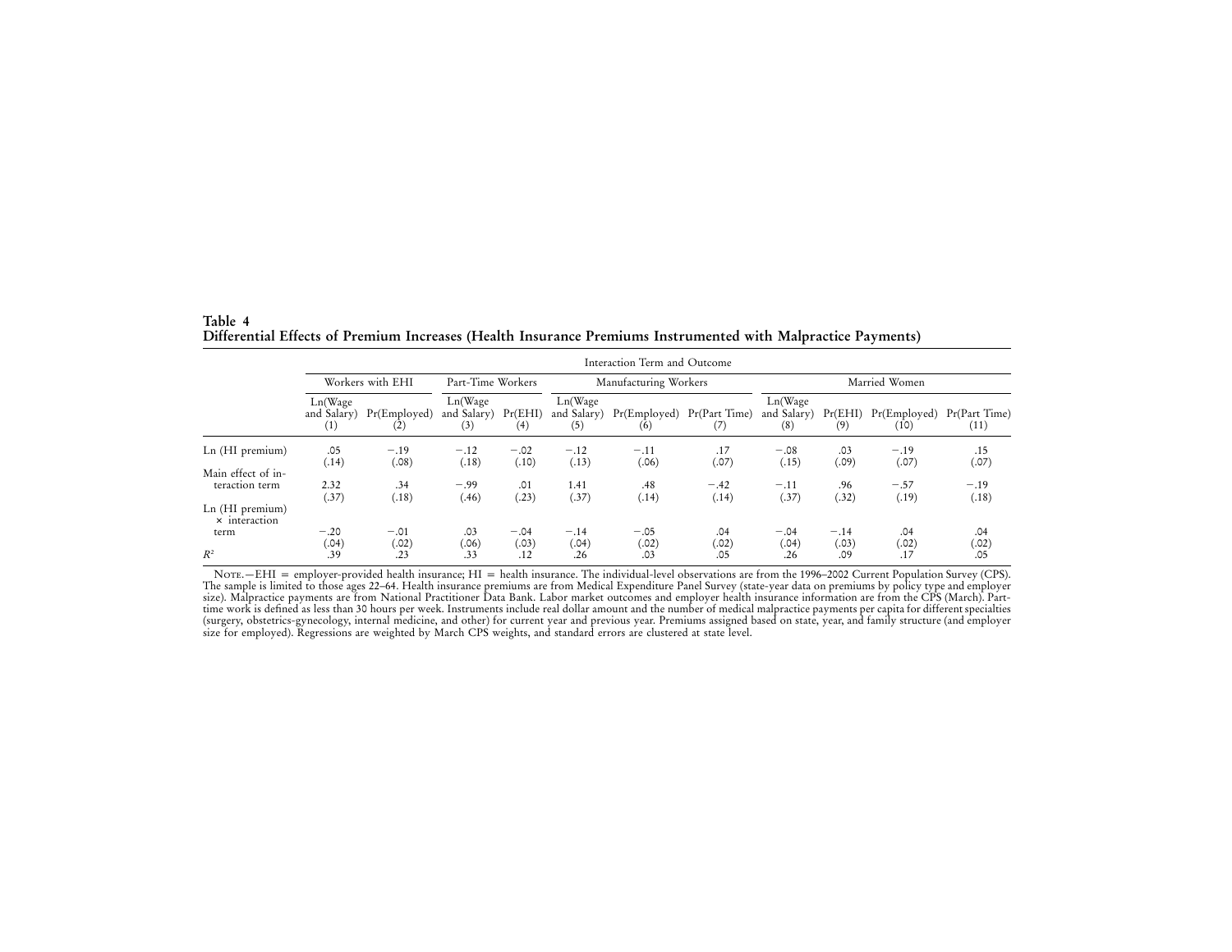**Table 4**
**Differential Effects of Premium Increases (Health Insurance Premiums Instrumented with Malpractice Payments)**

| | Interaction Term and Outcome | | | | | | | | | | |
|---|---|---|---|---|---|---|---|---|---|---|---|
| | Workers with EHI | | Part-Time Workers | | Manufacturing Workers | | | Married Women | | | |
| | Ln(Wage and Salary) (1) | Pr(Employed) (2) | Ln(Wage and Salary) (3) | Pr(EHI) (4) | Ln(Wage and Salary) (5) | Pr(Employed) (6) | Pr(Part Time) (7) | Ln(Wage and Salary) (8) | Pr(EHI) (9) | Pr(Employed) (10) | Pr(Part Time) (11) |
| Ln (HI premium) | .05 | −.19 | −.12 | −.02 | −.12 | −.11 | .17 | −.08 | .03 | −.19 | .15 |
| | (.14) | (.08) | (.18) | (.10) | (.13) | (.06) | (.07) | (.15) | (.09) | (.07) | (.07) |
| Main effect of interaction term | 2.32 | .34 | −.99 | .01 | 1.41 | .48 | −.42 | −.11 | .96 | −.57 | −.19 |
| | (.37) | (.18) | (.46) | (.23) | (.37) | (.14) | (.14) | (.37) | (.32) | (.19) | (.18) |
| Ln (HI premium) × interaction term | −.20 | −.01 | .03 | −.04 | −.14 | −.05 | .04 | −.04 | −.14 | .04 | .04 |
| | (.04) | (.02) | (.06) | (.03) | (.04) | (.02) | (.02) | (.04) | (.03) | (.02) | (.02) |
| $R^2$ | .39 | .23 | .33 | .12 | .26 | .03 | .05 | .26 | .09 | .17 | .05 |

Note.—EHI = employer-provided health insurance; HI = health insurance. The individual-level observations are from the 1996–2002 Current Population Survey (CPS). The sample is limited to those ages 22–64. Health insurance premiums are from Medical Expenditure Panel Survey (state-year data on premiums by policy type and employer size). Malpractice payments are from National Practitioner Data Bank. Labor market outcomes and employer health insurance information are from the CPS (March). Part-time work is defined as less than 30 hours per week. Instruments include real dollar amount and the number of medical malpractice payments per capita for different specialties (surgery, obstetrics-gynecology, internal medicine, and other) for current year and previous year. Premiums assigned based on state, year, and family structure (and employer size for employed). Regressions are weighted by March CPS weights, and standard errors are clustered at state level.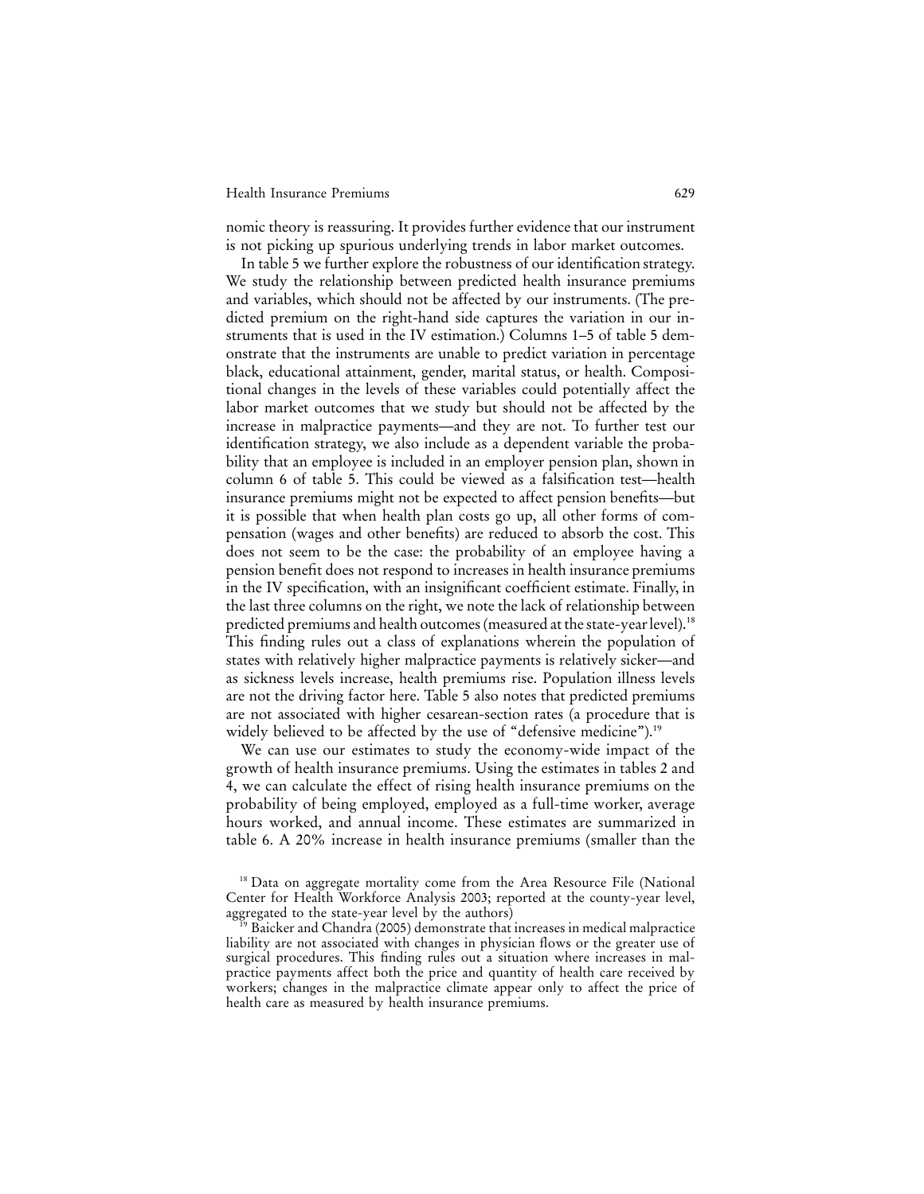nomic theory is reassuring. It provides further evidence that our instrument is not picking up spurious underlying trends in labor market outcomes.

In table 5 we further explore the robustness of our identification strategy. We study the relationship between predicted health insurance premiums and variables, which should not be affected by our instruments. (The predicted premium on the right-hand side captures the variation in our instruments that is used in the IV estimation.) Columns 1–5 of table 5 demonstrate that the instruments are unable to predict variation in percentage black, educational attainment, gender, marital status, or health. Compositional changes in the levels of these variables could potentially affect the labor market outcomes that we study but should not be affected by the increase in malpractice payments—and they are not. To further test our identification strategy, we also include as a dependent variable the probability that an employee is included in an employer pension plan, shown in column 6 of table 5. This could be viewed as a falsification test—health insurance premiums might not be expected to affect pension benefits—but it is possible that when health plan costs go up, all other forms of compensation (wages and other benefits) are reduced to absorb the cost. This does not seem to be the case: the probability of an employee having a pension benefit does not respond to increases in health insurance premiums in the IV specification, with an insignificant coefficient estimate. Finally, in the last three columns on the right, we note the lack of relationship between predicted premiums and health outcomes (measured at the state-year level).[18] This finding rules out a class of explanations wherein the population of states with relatively higher malpractice payments is relatively sicker—and as sickness levels increase, health premiums rise. Population illness levels are not the driving factor here. Table 5 also notes that predicted premiums are not associated with higher cesarean-section rates (a procedure that is widely believed to be affected by the use of "defensive medicine").[19]

We can use our estimates to study the economy-wide impact of the growth of health insurance premiums. Using the estimates in tables 2 and 4, we can calculate the effect of rising health insurance premiums on the probability of being employed, employed as a full-time worker, average hours worked, and annual income. These estimates are summarized in table 6. A 20% increase in health insurance premiums (smaller than the

[18] Data on aggregate mortality come from the Area Resource File (National Center for Health Workforce Analysis 2003; reported at the county-year level, aggregated to the state-year level by the authors)

[19] Baicker and Chandra (2005) demonstrate that increases in medical malpractice liability are not associated with changes in physician flows or the greater use of surgical procedures. This finding rules out a situation where increases in malpractice payments affect both the price and quantity of health care received by workers; changes in the malpractice climate appear only to affect the price of health care as measured by health insurance premiums.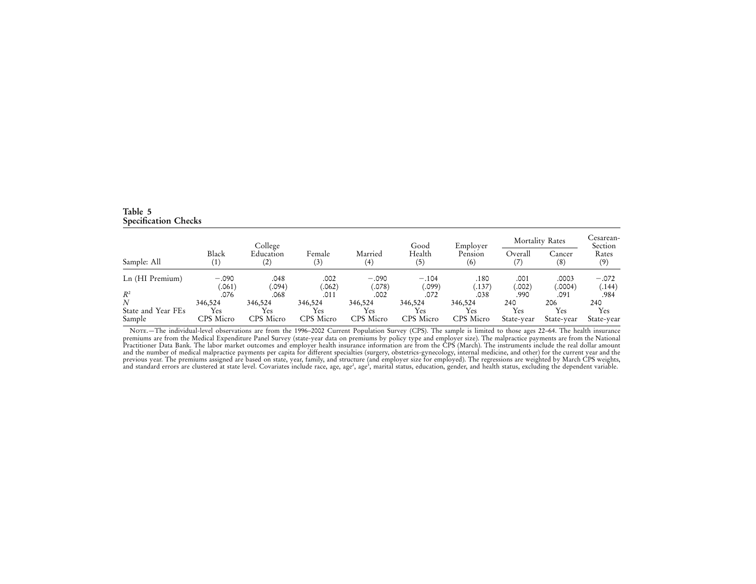**Table 5**
**Specification Checks**

| Sample: All | Black (1) | College Education (2) | Female (3) | Married (4) | Good Health (5) | Employer Pension (6) | Mortality Rates: Overall (7) | Mortality Rates: Cancer (8) | Cesarean-Section Rates (9) |
|---|---|---|---|---|---|---|---|---|---|
| Ln (HI Premium) | −.090 | .048 | .002 | −.090 | −.104 | .180 | .001 | .0003 | −.072 |
| | (.061) | (.094) | (.062) | (.078) | (.099) | (.137) | (.002) | (.0004) | (.144) |
| $R^2$ | .076 | .068 | .011 | .002 | .072 | .038 | .990 | .091 | .984 |
| $N$ | 346,524 | 346,524 | 346,524 | 346,524 | 346,524 | 346,524 | 240 | 206 | 240 |
| State and Year FEs | Yes | Yes | Yes | Yes | Yes | Yes | Yes | Yes | Yes |
| Sample | CPS Micro | CPS Micro | CPS Micro | CPS Micro | CPS Micro | CPS Micro | State-year | State-year | State-year |

Note.—The individual-level observations are from the 1996–2002 Current Population Survey (CPS). The sample is limited to those ages 22–64. The health insurance premiums are from the Medical Expenditure Panel Survey (state-year data on premiums by policy type and employer size). The malpractice payments are from the National Practitioner Data Bank. The labor market outcomes and employer health insurance information are from the CPS (March). The instruments include the real dollar amount and the number of medical malpractice payments per capita for different specialties (surgery, obstetrics-gynecology, internal medicine, and other) for the current year and the previous year. The premiums assigned are based on state, year, family, and structure (and employer size for employed). The regressions are weighted by March CPS weights, and standard errors are clustered at state level. Covariates include race, age, age$^2$, age$^3$, marital status, education, gender, and health status, excluding the dependent variable.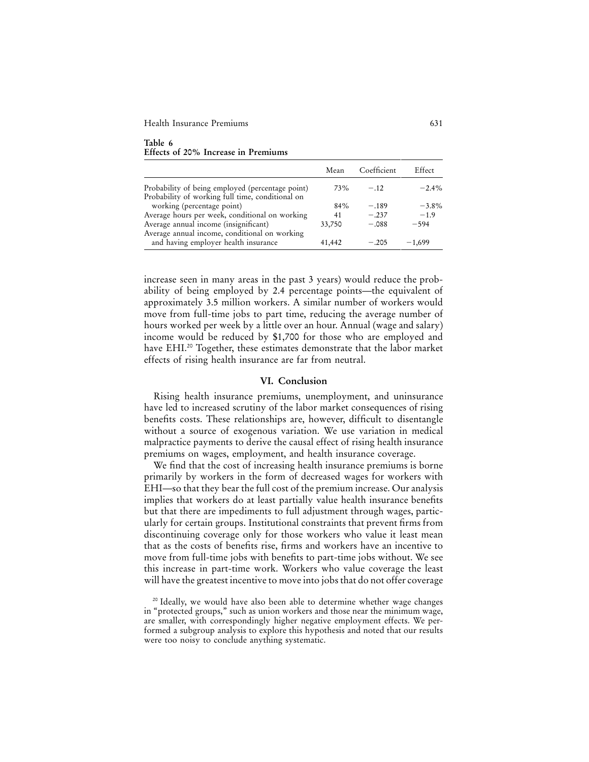**Table 6**
**Effects of 20% Increase in Premiums**

| | Mean | Coefficient | Effect |
|---|---|---|---|
| Probability of being employed (percentage point) | 73% | −.12 | −2.4% |
| Probability of working full time, conditional on working (percentage point) | 84% | −.189 | −3.8% |
| Average hours per week, conditional on working | 41 | −.237 | −1.9 |
| Average annual income (insignificant) | 33,750 | −.088 | −594 |
| Average annual income, conditional on working and having employer health insurance | 41,442 | −.205 | −1,699 |

increase seen in many areas in the past 3 years) would reduce the probability of being employed by 2.4 percentage points—the equivalent of approximately 3.5 million workers. A similar number of workers would move from full-time jobs to part time, reducing the average number of hours worked per week by a little over an hour. Annual (wage and salary) income would be reduced by $1,700 for those who are employed and have EHI.[20] Together, these estimates demonstrate that the labor market effects of rising health insurance are far from neutral.

## VI. Conclusion

Rising health insurance premiums, unemployment, and uninsurance have led to increased scrutiny of the labor market consequences of rising benefits costs. These relationships are, however, difficult to disentangle without a source of exogenous variation. We use variation in medical malpractice payments to derive the causal effect of rising health insurance premiums on wages, employment, and health insurance coverage.

We find that the cost of increasing health insurance premiums is borne primarily by workers in the form of decreased wages for workers with EHI—so that they bear the full cost of the premium increase. Our analysis implies that workers do at least partially value health insurance benefits but that there are impediments to full adjustment through wages, particularly for certain groups. Institutional constraints that prevent firms from discontinuing coverage only for those workers who value it least mean that as the costs of benefits rise, firms and workers have an incentive to move from full-time jobs with benefits to part-time jobs without. We see this increase in part-time work. Workers who value coverage the least will have the greatest incentive to move into jobs that do not offer coverage

[20] Ideally, we would have also been able to determine whether wage changes in "protected groups," such as union workers and those near the minimum wage, are smaller, with correspondingly higher negative employment effects. We performed a subgroup analysis to explore this hypothesis and noted that our results were too noisy to conclude anything systematic.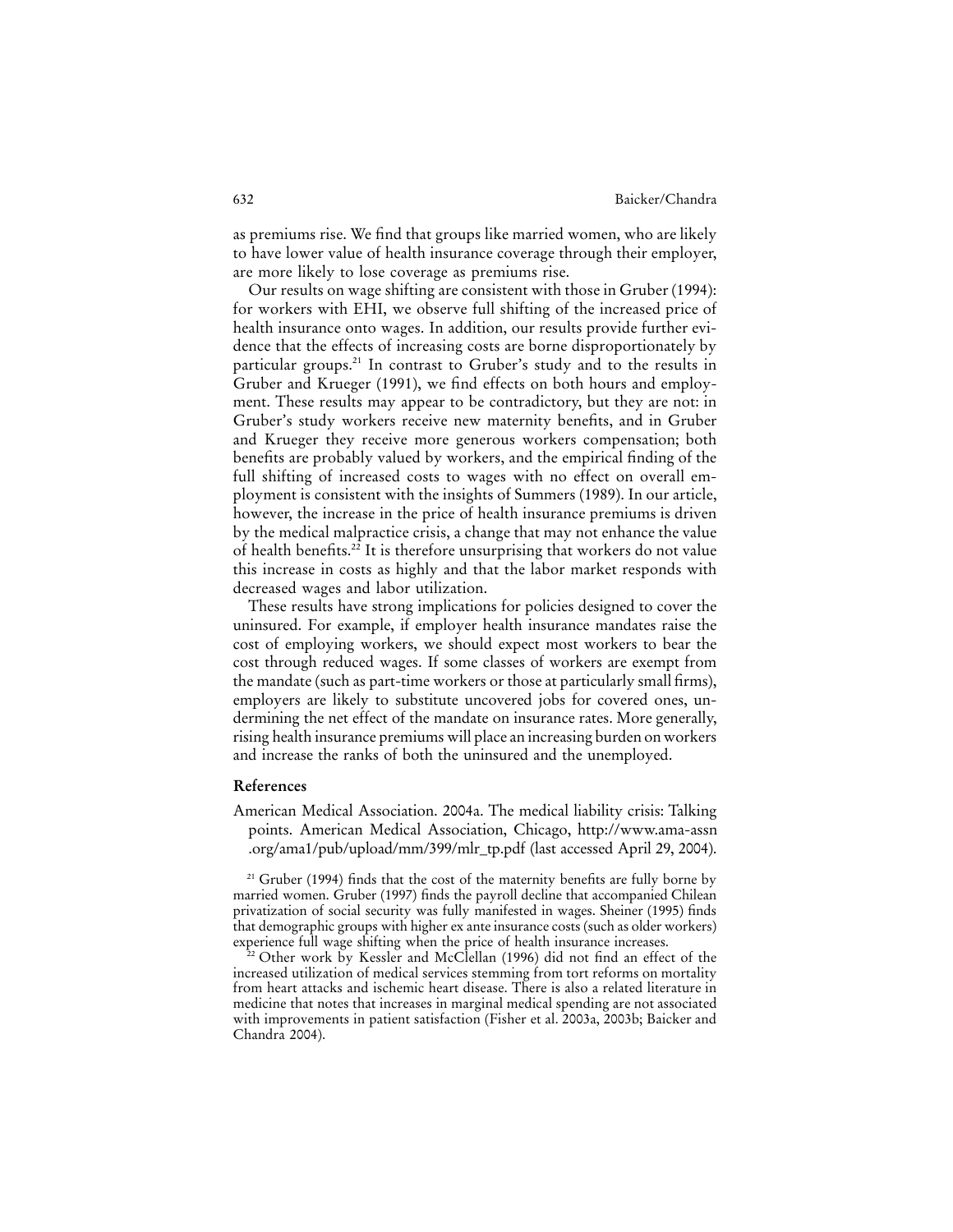as premiums rise. We find that groups like married women, who are likely to have lower value of health insurance coverage through their employer, are more likely to lose coverage as premiums rise.

Our results on wage shifting are consistent with those in Gruber (1994): for workers with EHI, we observe full shifting of the increased price of health insurance onto wages. In addition, our results provide further evidence that the effects of increasing costs are borne disproportionately by particular groups.[21] In contrast to Gruber's study and to the results in Gruber and Krueger (1991), we find effects on both hours and employment. These results may appear to be contradictory, but they are not: in Gruber's study workers receive new maternity benefits, and in Gruber and Krueger they receive more generous workers compensation; both benefits are probably valued by workers, and the empirical finding of the full shifting of increased costs to wages with no effect on overall employment is consistent with the insights of Summers (1989). In our article, however, the increase in the price of health insurance premiums is driven by the medical malpractice crisis, a change that may not enhance the value of health benefits.[22] It is therefore unsurprising that workers do not value this increase in costs as highly and that the labor market responds with decreased wages and labor utilization.

These results have strong implications for policies designed to cover the uninsured. For example, if employer health insurance mandates raise the cost of employing workers, we should expect most workers to bear the cost through reduced wages. If some classes of workers are exempt from the mandate (such as part-time workers or those at particularly small firms), employers are likely to substitute uncovered jobs for covered ones, undermining the net effect of the mandate on insurance rates. More generally, rising health insurance premiums will place an increasing burden on workers and increase the ranks of both the uninsured and the unemployed.

## References

American Medical Association. 2004a. The medical liability crisis: Talking points. American Medical Association, Chicago, http://www.ama-assn.org/ama1/pub/upload/mm/399/mlr_tp.pdf (last accessed April 29, 2004).

[21] Gruber (1994) finds that the cost of the maternity benefits are fully borne by married women. Gruber (1997) finds the payroll decline that accompanied Chilean privatization of social security was fully manifested in wages. Sheiner (1995) finds that demographic groups with higher ex ante insurance costs (such as older workers) experience full wage shifting when the price of health insurance increases.

[22] Other work by Kessler and McClellan (1996) did not find an effect of the increased utilization of medical services stemming from tort reforms on mortality from heart attacks and ischemic heart disease. There is also a related literature in medicine that notes that increases in marginal medical spending are not associated with improvements in patient satisfaction (Fisher et al. 2003a, 2003b; Baicker and Chandra 2004).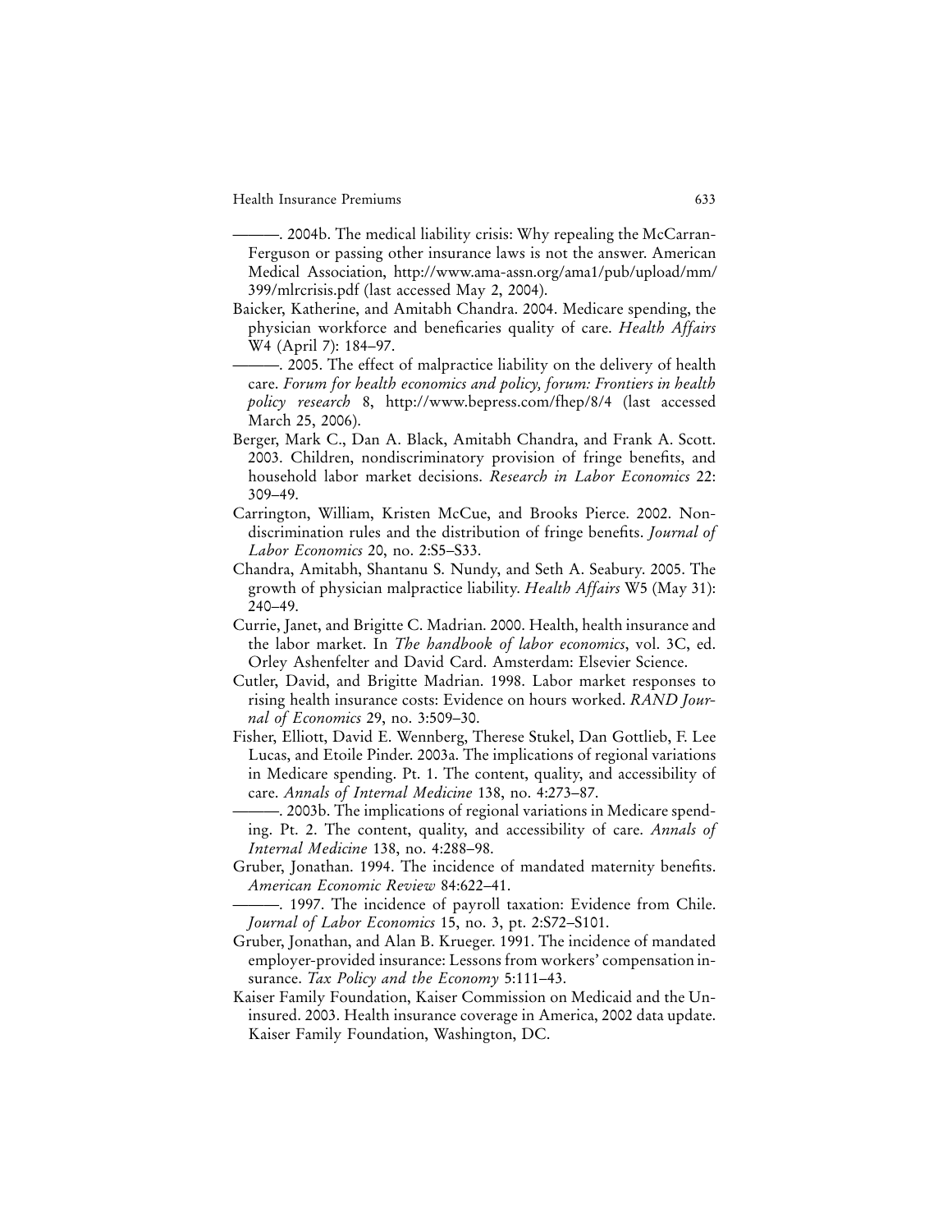———. 2004b. The medical liability crisis: Why repealing the McCarran-Ferguson or passing other insurance laws is not the answer. American Medical Association, http://www.ama-assn.org/ama1/pub/upload/mm/399/mlrcrisis.pdf (last accessed May 2, 2004).

Baicker, Katherine, and Amitabh Chandra. 2004. Medicare spending, the physician workforce and beneficaries quality of care. *Health Affairs* W4 (April 7): 184–97.

———. 2005. The effect of malpractice liability on the delivery of health care. *Forum for health economics and policy, forum: Frontiers in health policy research* 8, http://www.bepress.com/fhep/8/4 (last accessed March 25, 2006).

Berger, Mark C., Dan A. Black, Amitabh Chandra, and Frank A. Scott. 2003. Children, nondiscriminatory provision of fringe benefits, and household labor market decisions. *Research in Labor Economics* 22: 309–49.

Carrington, William, Kristen McCue, and Brooks Pierce. 2002. Nondiscrimination rules and the distribution of fringe benefits. *Journal of Labor Economics* 20, no. 2:S5–S33.

Chandra, Amitabh, Shantanu S. Nundy, and Seth A. Seabury. 2005. The growth of physician malpractice liability. *Health Affairs* W5 (May 31): 240–49.

Currie, Janet, and Brigitte C. Madrian. 2000. Health, health insurance and the labor market. In *The handbook of labor economics*, vol. 3C, ed. Orley Ashenfelter and David Card. Amsterdam: Elsevier Science.

Cutler, David, and Brigitte Madrian. 1998. Labor market responses to rising health insurance costs: Evidence on hours worked. *RAND Journal of Economics* 29, no. 3:509–30.

Fisher, Elliott, David E. Wennberg, Therese Stukel, Dan Gottlieb, F. Lee Lucas, and Etoile Pinder. 2003a. The implications of regional variations in Medicare spending. Pt. 1. The content, quality, and accessibility of care. *Annals of Internal Medicine* 138, no. 4:273–87.

———. 2003b. The implications of regional variations in Medicare spending. Pt. 2. The content, quality, and accessibility of care. *Annals of Internal Medicine* 138, no. 4:288–98.

Gruber, Jonathan. 1994. The incidence of mandated maternity benefits. *American Economic Review* 84:622–41.

———. 1997. The incidence of payroll taxation: Evidence from Chile. *Journal of Labor Economics* 15, no. 3, pt. 2:S72–S101.

Gruber, Jonathan, and Alan B. Krueger. 1991. The incidence of mandated employer-provided insurance: Lessons from workers' compensation insurance. *Tax Policy and the Economy* 5:111–43.

Kaiser Family Foundation, Kaiser Commission on Medicaid and the Uninsured. 2003. Health insurance coverage in America, 2002 data update. Kaiser Family Foundation, Washington, DC.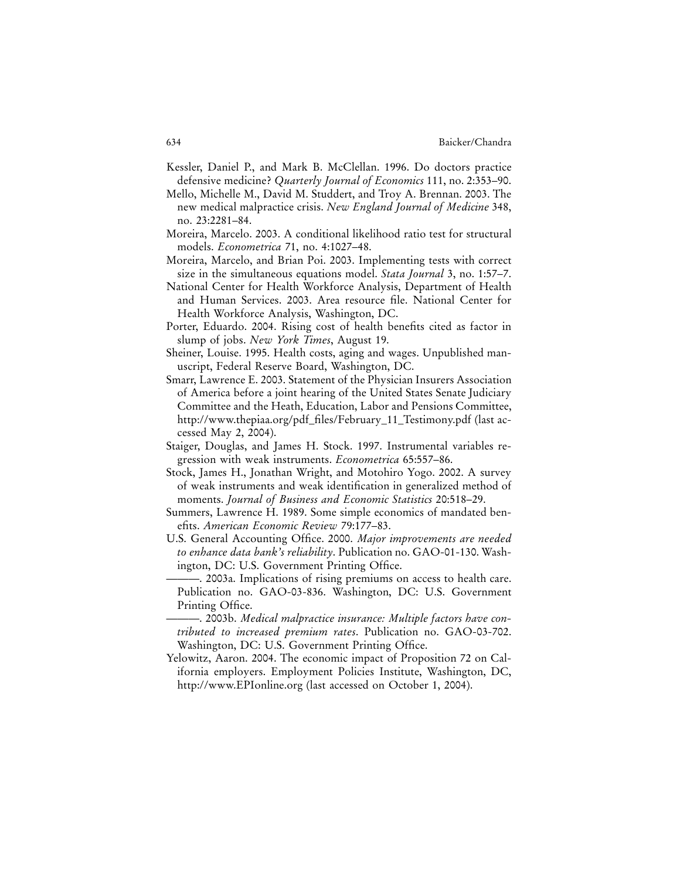Kessler, Daniel P., and Mark B. McClellan. 1996. Do doctors practice defensive medicine? *Quarterly Journal of Economics* 111, no. 2:353–90.

Mello, Michelle M., David M. Studdert, and Troy A. Brennan. 2003. The new medical malpractice crisis. *New England Journal of Medicine* 348, no. 23:2281–84.

Moreira, Marcelo. 2003. A conditional likelihood ratio test for structural models. *Econometrica* 71, no. 4:1027–48.

Moreira, Marcelo, and Brian Poi. 2003. Implementing tests with correct size in the simultaneous equations model. *Stata Journal* 3, no. 1:57–7.

National Center for Health Workforce Analysis, Department of Health and Human Services. 2003. Area resource file. National Center for Health Workforce Analysis, Washington, DC.

Porter, Eduardo. 2004. Rising cost of health benefits cited as factor in slump of jobs. *New York Times*, August 19.

Sheiner, Louise. 1995. Health costs, aging and wages. Unpublished manuscript, Federal Reserve Board, Washington, DC.

Smarr, Lawrence E. 2003. Statement of the Physician Insurers Association of America before a joint hearing of the United States Senate Judiciary Committee and the Heath, Education, Labor and Pensions Committee, http://www.thepiaa.org/pdf_files/February_11_Testimony.pdf (last accessed May 2, 2004).

Staiger, Douglas, and James H. Stock. 1997. Instrumental variables regression with weak instruments. *Econometrica* 65:557–86.

Stock, James H., Jonathan Wright, and Motohiro Yogo. 2002. A survey of weak instruments and weak identification in generalized method of moments. *Journal of Business and Economic Statistics* 20:518–29.

Summers, Lawrence H. 1989. Some simple economics of mandated benefits. *American Economic Review* 79:177–83.

U.S. General Accounting Office. 2000. *Major improvements are needed to enhance data bank's reliability*. Publication no. GAO-01-130. Washington, DC: U.S. Government Printing Office.

———. 2003a. Implications of rising premiums on access to health care. Publication no. GAO-03-836. Washington, DC: U.S. Government Printing Office.

———. 2003b. *Medical malpractice insurance: Multiple factors have contributed to increased premium rates*. Publication no. GAO-03-702. Washington, DC: U.S. Government Printing Office.

Yelowitz, Aaron. 2004. The economic impact of Proposition 72 on California employers. Employment Policies Institute, Washington, DC, http://www.EPIonline.org (last accessed on October 1, 2004).